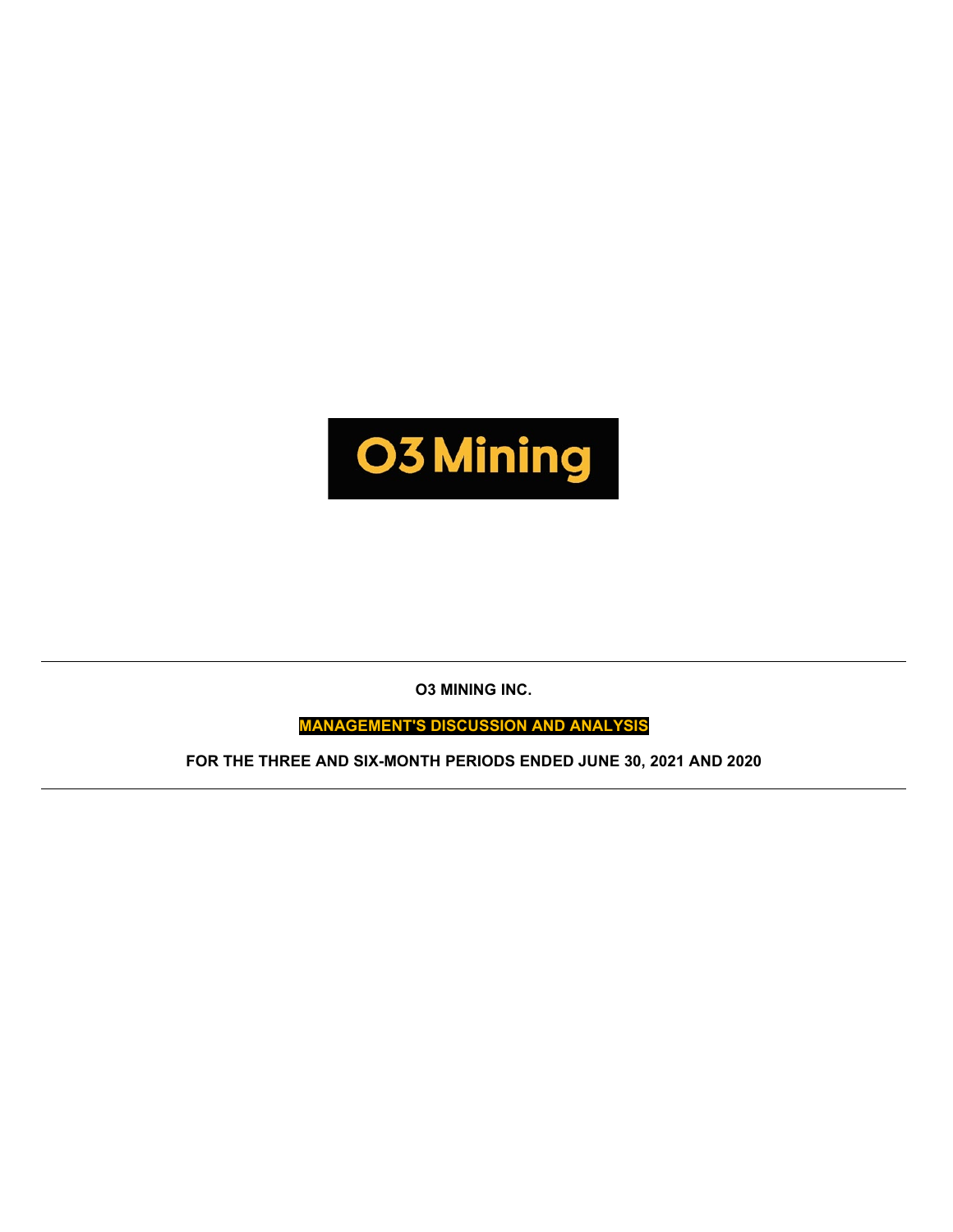O3 Mining

**O3 MINING INC.**

**MANAGEMENT'S DISCUSSION AND ANALYSIS**

**FOR THE THREE AND SIX-MONTH PERIODS ENDED JUNE 30, 2021 AND 2020**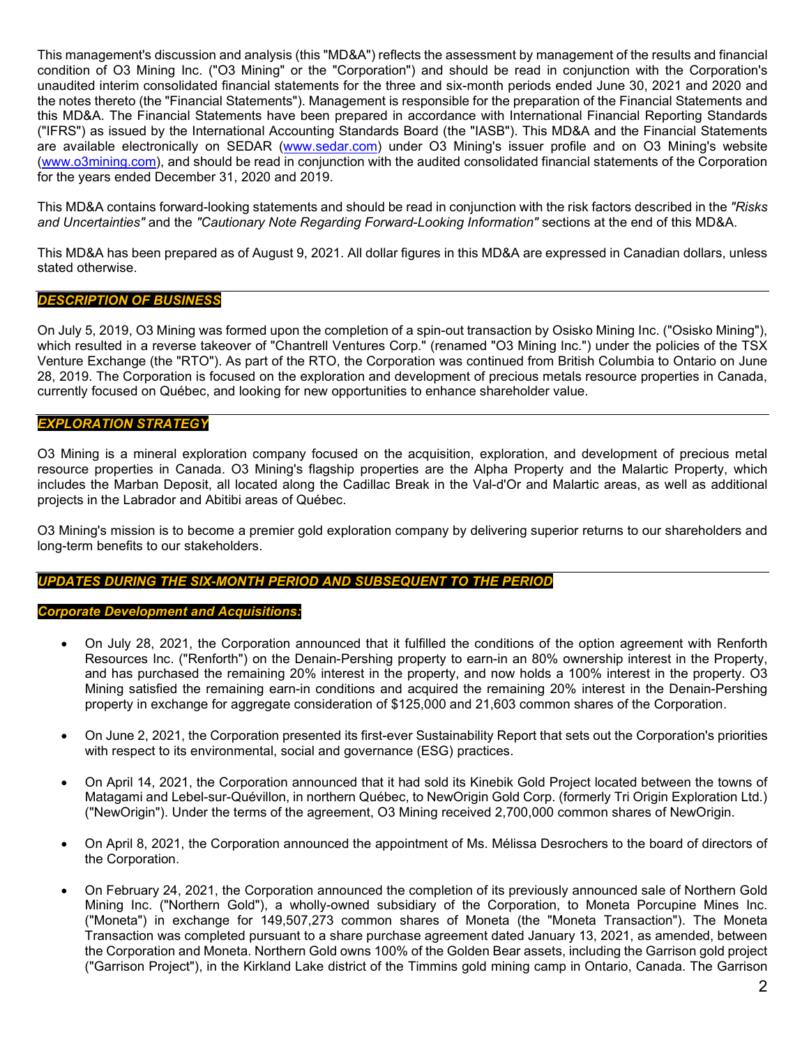This management's discussion and analysis (this "MD&A") reflects the assessment by management of the results and financial condition of O3 Mining Inc. ("O3 Mining" or the "Corporation") and should be read in conjunction with the Corporation's unaudited interim consolidated financial statements for the three and six-month periods ended June 30, 2021 and 2020 and the notes thereto (the "Financial Statements"). Management is responsible for the preparation of the Financial Statements and this MD&A. The Financial Statements have been prepared in accordance with International Financial Reporting Standards ("IFRS") as issued by the International Accounting Standards Board (the "IASB"). This MD&A and the Financial Statements are available electronically on SEDAR (www.sedar.com) under O3 Mining's issuer profile and on O3 Mining's website (www.o3mining.com), and should be read in conjunction with the audited consolidated financial statements of the Corporation for the years ended December 31, 2020 and 2019.

This MD&A contains forward-looking statements and should be read in conjunction with the risk factors described in the *"Risks and Uncertainties"* and the *"Cautionary Note Regarding Forward-Looking Information"* sections at the end of this MD&A.

This MD&A has been prepared as of August 9, 2021. All dollar figures in this MD&A are expressed in Canadian dollars, unless stated otherwise.

## *DESCRIPTION OF BUSINESS*

On July 5, 2019, O3 Mining was formed upon the completion of a spin-out transaction by Osisko Mining Inc. ("Osisko Mining"), which resulted in a reverse takeover of "Chantrell Ventures Corp." (renamed "O3 Mining Inc.") under the policies of the TSX Venture Exchange (the "RTO"). As part of the RTO, the Corporation was continued from British Columbia to Ontario on June 28, 2019. The Corporation is focused on the exploration and development of precious metals resource properties in Canada, currently focused on Québec, and looking for new opportunities to enhance shareholder value.

## *EXPLORATION STRATEGY*

O3 Mining is a mineral exploration company focused on the acquisition, exploration, and development of precious metal resource properties in Canada. O3 Mining's flagship properties are the Alpha Property and the Malartic Property, which includes the Marban Deposit, all located along the Cadillac Break in the Val-d'Or and Malartic areas, as well as additional projects in the Labrador and Abitibi areas of Québec.

O3 Mining's mission is to become a premier gold exploration company by delivering superior returns to our shareholders and long-term benefits to our stakeholders.

## *UPDATES DURING THE SIX-MONTH PERIOD AND SUBSEQUENT TO THE PERIOD*

### *Corporate Development and Acquisitions:*

- On July 28, 2021, the Corporation announced that it fulfilled the conditions of the option agreement with Renforth Resources Inc. ("Renforth") on the Denain-Pershing property to earn-in an 80% ownership interest in the Property, and has purchased the remaining 20% interest in the property, and now holds a 100% interest in the property. O3 Mining satisfied the remaining earn-in conditions and acquired the remaining 20% interest in the Denain-Pershing property in exchange for aggregate consideration of $125,000 and 21,603 common shares of the Corporation.

- On June 2, 2021, the Corporation presented its first-ever Sustainability Report that sets out the Corporation's priorities with respect to its environmental, social and governance (ESG) practices.

- On April 14, 2021, the Corporation announced that it had sold its Kinebik Gold Project located between the towns of Matagami and Lebel-sur-Quévillon, in northern Québec, to NewOrigin Gold Corp. (formerly Tri Origin Exploration Ltd.) ("NewOrigin"). Under the terms of the agreement, O3 Mining received 2,700,000 common shares of NewOrigin.

- On April 8, 2021, the Corporation announced the appointment of Ms. Mélissa Desrochers to the board of directors of the Corporation.

- On February 24, 2021, the Corporation announced the completion of its previously announced sale of Northern Gold Mining Inc. ("Northern Gold"), a wholly-owned subsidiary of the Corporation, to Moneta Porcupine Mines Inc. ("Moneta") in exchange for 149,507,273 common shares of Moneta (the "Moneta Transaction"). The Moneta Transaction was completed pursuant to a share purchase agreement dated January 13, 2021, as amended, between the Corporation and Moneta. Northern Gold owns 100% of the Golden Bear assets, including the Garrison gold project ("Garrison Project"), in the Kirkland Lake district of the Timmins gold mining camp in Ontario, Canada. The Garrison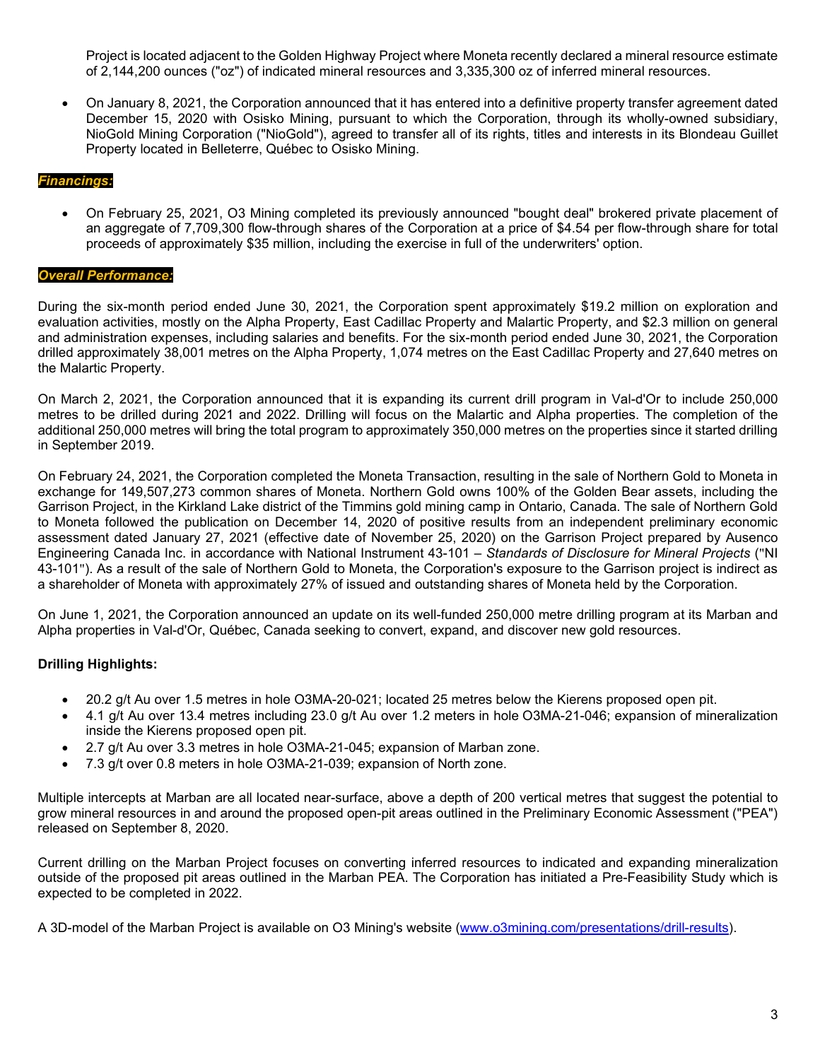Project is located adjacent to the Golden Highway Project where Moneta recently declared a mineral resource estimate of 2,144,200 ounces ("oz") of indicated mineral resources and 3,335,300 oz of inferred mineral resources.

- On January 8, 2021, the Corporation announced that it has entered into a definitive property transfer agreement dated December 15, 2020 with Osisko Mining, pursuant to which the Corporation, through its wholly-owned subsidiary, NioGold Mining Corporation ("NioGold"), agreed to transfer all of its rights, titles and interests in its Blondeau Guillet Property located in Belleterre, Québec to Osisko Mining.

***Financings:***

- On February 25, 2021, O3 Mining completed its previously announced "bought deal" brokered private placement of an aggregate of 7,709,300 flow-through shares of the Corporation at a price of $4.54 per flow-through share for total proceeds of approximately $35 million, including the exercise in full of the underwriters' option.

***Overall Performance:***

During the six-month period ended June 30, 2021, the Corporation spent approximately $19.2 million on exploration and evaluation activities, mostly on the Alpha Property, East Cadillac Property and Malartic Property, and $2.3 million on general and administration expenses, including salaries and benefits. For the six-month period ended June 30, 2021, the Corporation drilled approximately 38,001 metres on the Alpha Property, 1,074 metres on the East Cadillac Property and 27,640 metres on the Malartic Property.

On March 2, 2021, the Corporation announced that it is expanding its current drill program in Val-d'Or to include 250,000 metres to be drilled during 2021 and 2022. Drilling will focus on the Malartic and Alpha properties. The completion of the additional 250,000 metres will bring the total program to approximately 350,000 metres on the properties since it started drilling in September 2019.

On February 24, 2021, the Corporation completed the Moneta Transaction, resulting in the sale of Northern Gold to Moneta in exchange for 149,507,273 common shares of Moneta. Northern Gold owns 100% of the Golden Bear assets, including the Garrison Project, in the Kirkland Lake district of the Timmins gold mining camp in Ontario, Canada. The sale of Northern Gold to Moneta followed the publication on December 14, 2020 of positive results from an independent preliminary economic assessment dated January 27, 2021 (effective date of November 25, 2020) on the Garrison Project prepared by Ausenco Engineering Canada Inc. in accordance with National Instrument 43-101 – *Standards of Disclosure for Mineral Projects* ("NI 43-101"). As a result of the sale of Northern Gold to Moneta, the Corporation's exposure to the Garrison project is indirect as a shareholder of Moneta with approximately 27% of issued and outstanding shares of Moneta held by the Corporation.

On June 1, 2021, the Corporation announced an update on its well-funded 250,000 metre drilling program at its Marban and Alpha properties in Val-d'Or, Québec, Canada seeking to convert, expand, and discover new gold resources.

**Drilling Highlights:**

- 20.2 g/t Au over 1.5 metres in hole O3MA-20-021; located 25 metres below the Kierens proposed open pit.
- 4.1 g/t Au over 13.4 metres including 23.0 g/t Au over 1.2 meters in hole O3MA-21-046; expansion of mineralization inside the Kierens proposed open pit.
- 2.7 g/t Au over 3.3 metres in hole O3MA-21-045; expansion of Marban zone.
- 7.3 g/t over 0.8 meters in hole O3MA-21-039; expansion of North zone.

Multiple intercepts at Marban are all located near-surface, above a depth of 200 vertical metres that suggest the potential to grow mineral resources in and around the proposed open-pit areas outlined in the Preliminary Economic Assessment ("PEA") released on September 8, 2020.

Current drilling on the Marban Project focuses on converting inferred resources to indicated and expanding mineralization outside of the proposed pit areas outlined in the Marban PEA. The Corporation has initiated a Pre-Feasibility Study which is expected to be completed in 2022.

A 3D-model of the Marban Project is available on O3 Mining's website (www.o3mining.com/presentations/drill-results).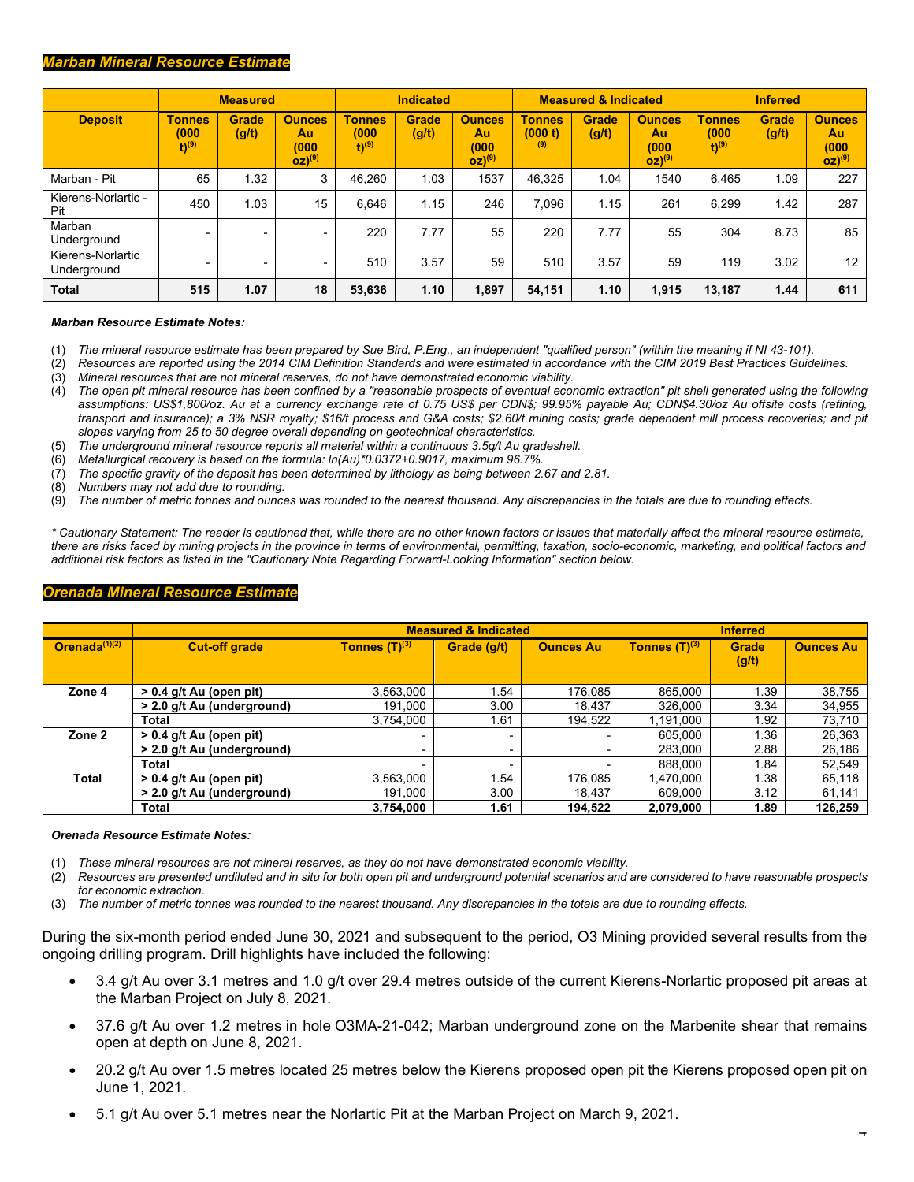## *Marban Mineral Resource Estimate*

| | Measured | | | Indicated | | | Measured & Indicated | | | Inferred | | |
|---|---|---|---|---|---|---|---|---|---|---|---|---|
| **Deposit** | **Tonnes (000 t)[9]** | **Grade (g/t)** | **Ounces Au (000 oz)[9]** | **Tonnes (000 t)[9]** | **Grade (g/t)** | **Ounces Au (000 oz)[9]** | **Tonnes (000 t)[9]** | **Grade (g/t)** | **Ounces Au (000 oz)[9]** | **Tonnes (000 t)[9]** | **Grade (g/t)** | **Ounces Au (000 oz)[9]** |
| Marban - Pit | 65 | 1.32 | 3 | 46,260 | 1.03 | 1537 | 46,325 | 1.04 | 1540 | 6,465 | 1.09 | 227 |
| Kierens-Norlartic - Pit | 450 | 1.03 | 15 | 6,646 | 1.15 | 246 | 7,096 | 1.15 | 261 | 6,299 | 1.42 | 287 |
| Marban Underground | - | - | - | 220 | 7.77 | 55 | 220 | 7.77 | 55 | 304 | 8.73 | 85 |
| Kierens-Norlartic Underground | - | - | - | 510 | 3.57 | 59 | 510 | 3.57 | 59 | 119 | 3.02 | 12 |
| **Total** | **515** | **1.07** | **18** | **53,636** | **1.10** | **1,897** | **54,151** | **1.10** | **1,915** | **13,187** | **1.44** | **611** |

***Marban Resource Estimate Notes:***

1. *The mineral resource estimate has been prepared by Sue Bird, P.Eng., an independent "qualified person" (within the meaning if NI 43-101).*
2. *Resources are reported using the 2014 CIM Definition Standards and were estimated in accordance with the CIM 2019 Best Practices Guidelines.*
3. *Mineral resources that are not mineral reserves, do not have demonstrated economic viability.*
4. *The open pit mineral resource has been confined by a "reasonable prospects of eventual economic extraction" pit shell generated using the following assumptions: US$1,800/oz. Au at a currency exchange rate of 0.75 US$ per CDN$; 99.95% payable Au; CDN$4.30/oz Au offsite costs (refining, transport and insurance); a 3% NSR royalty; $16/t process and G&A costs; $2.60/t mining costs; grade dependent mill process recoveries; and pit slopes varying from 25 to 50 degree overall depending on geotechnical characteristics.*
5. *The underground mineral resource reports all material within a continuous 3.5g/t Au gradeshell.*
6. *Metallurgical recovery is based on the formula: ln(Au)\*0.0372+0.9017, maximum 96.7%.*
7. *The specific gravity of the deposit has been determined by lithology as being between 2.67 and 2.81.*
8. *Numbers may not add due to rounding.*
9. *The number of metric tonnes and ounces was rounded to the nearest thousand. Any discrepancies in the totals are due to rounding effects.*

*\* Cautionary Statement: The reader is cautioned that, while there are no other known factors or issues that materially affect the mineral resource estimate, there are risks faced by mining projects in the province in terms of environmental, permitting, taxation, socio-economic, marketing, and political factors and additional risk factors as listed in the "Cautionary Note Regarding Forward-Looking Information" section below.*

## *Orenada Mineral Resource Estimate*

| | | Measured & Indicated | | | Inferred | | |
|---|---|---|---|---|---|---|---|
| **Orenada[1][2]** | **Cut-off grade** | **Tonnes (T)[3]** | **Grade (g/t)** | **Ounces Au** | **Tonnes (T)[3]** | **Grade (g/t)** | **Ounces Au** |
| **Zone 4** | **> 0.4 g/t Au (open pit)** | 3,563,000 | 1.54 | 176,085 | 865,000 | 1.39 | 38,755 |
| | **> 2.0 g/t Au (underground)** | 191,000 | 3.00 | 18,437 | 326,000 | 3.34 | 34,955 |
| | **Total** | 3,754,000 | 1.61 | 194,522 | 1,191,000 | 1.92 | 73,710 |
| **Zone 2** | **> 0.4 g/t Au (open pit)** | - | - | - | 605,000 | 1.36 | 26,363 |
| | **> 2.0 g/t Au (underground)** | - | - | - | 283,000 | 2.88 | 26,186 |
| | **Total** | - | - | - | 888,000 | 1.84 | 52,549 |
| **Total** | **> 0.4 g/t Au (open pit)** | 3,563,000 | 1.54 | 176,085 | 1,470,000 | 1.38 | 65,118 |
| | **> 2.0 g/t Au (underground)** | 191,000 | 3.00 | 18,437 | 609,000 | 3.12 | 61,141 |
| | **Total** | **3,754,000** | **1.61** | **194,522** | **2,079,000** | **1.89** | **126,259** |

***Orenada Resource Estimate Notes:***

1. *These mineral resources are not mineral reserves, as they do not have demonstrated economic viability.*
2. *Resources are presented undiluted and in situ for both open pit and underground potential scenarios and are considered to have reasonable prospects for economic extraction.*
3. *The number of metric tonnes was rounded to the nearest thousand. Any discrepancies in the totals are due to rounding effects.*

During the six-month period ended June 30, 2021 and subsequent to the period, O3 Mining provided several results from the ongoing drilling program. Drill highlights have included the following:

- 3.4 g/t Au over 3.1 metres and 1.0 g/t over 29.4 metres outside of the current Kierens-Norlartic proposed pit areas at the Marban Project on July 8, 2021.
- 37.6 g/t Au over 1.2 metres in hole O3MA-21-042; Marban underground zone on the Marbenite shear that remains open at depth on June 8, 2021.
- 20.2 g/t Au over 1.5 metres located 25 metres below the Kierens proposed open pit the Kierens proposed open pit on June 1, 2021.
- 5.1 g/t Au over 5.1 metres near the Norlartic Pit at the Marban Project on March 9, 2021.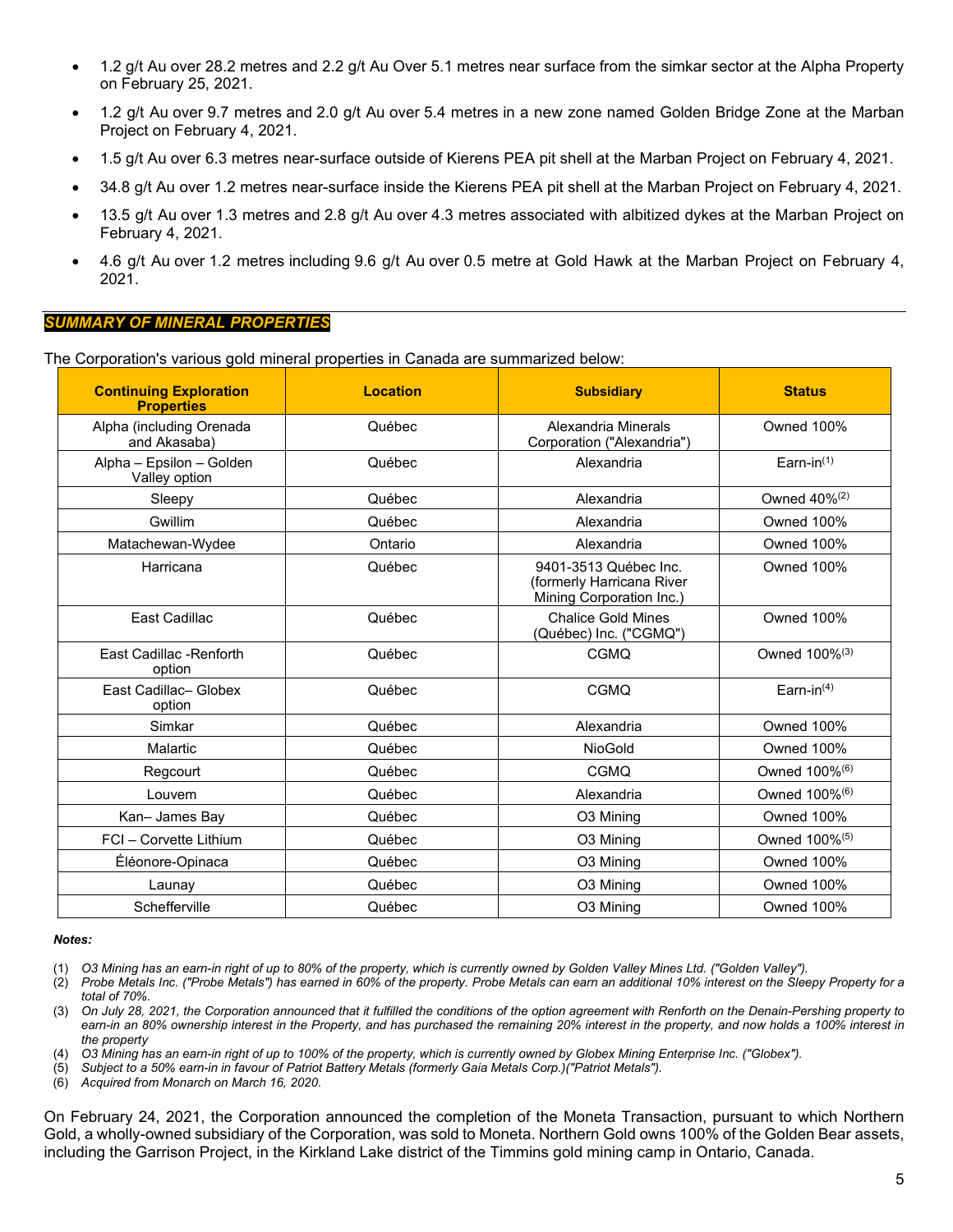- 1.2 g/t Au over 28.2 metres and 2.2 g/t Au Over 5.1 metres near surface from the simkar sector at the Alpha Property on February 25, 2021.
- 1.2 g/t Au over 9.7 metres and 2.0 g/t Au over 5.4 metres in a new zone named Golden Bridge Zone at the Marban Project on February 4, 2021.
- 1.5 g/t Au over 6.3 metres near-surface outside of Kierens PEA pit shell at the Marban Project on February 4, 2021.
- 34.8 g/t Au over 1.2 metres near-surface inside the Kierens PEA pit shell at the Marban Project on February 4, 2021.
- 13.5 g/t Au over 1.3 metres and 2.8 g/t Au over 4.3 metres associated with albitized dykes at the Marban Project on February 4, 2021.
- 4.6 g/t Au over 1.2 metres including 9.6 g/t Au over 0.5 metre at Gold Hawk at the Marban Project on February 4, 2021.

## *SUMMARY OF MINERAL PROPERTIES*

The Corporation's various gold mineral properties in Canada are summarized below:

| Continuing Exploration Properties | Location | Subsidiary | Status |
|---|---|---|---|
| Alpha (including Orenada and Akasaba) | Québec | Alexandria Minerals Corporation ("Alexandria") | Owned 100% |
| Alpha – Epsilon – Golden Valley option | Québec | Alexandria | Earn-in(1) |
| Sleepy | Québec | Alexandria | Owned 40%(2) |
| Gwillim | Québec | Alexandria | Owned 100% |
| Matachewan-Wydee | Ontario | Alexandria | Owned 100% |
| Harricana | Québec | 9401-3513 Québec Inc. (formerly Harricana River Mining Corporation Inc.) | Owned 100% |
| East Cadillac | Québec | Chalice Gold Mines (Québec) Inc. ("CGMQ") | Owned 100% |
| East Cadillac -Renforth option | Québec | CGMQ | Owned 100%(3) |
| East Cadillac– Globex option | Québec | CGMQ | Earn-in(4) |
| Simkar | Québec | Alexandria | Owned 100% |
| Malartic | Québec | NioGold | Owned 100% |
| Regcourt | Québec | CGMQ | Owned 100%(6) |
| Louvem | Québec | Alexandria | Owned 100%(6) |
| Kan– James Bay | Québec | O3 Mining | Owned 100% |
| FCI – Corvette Lithium | Québec | O3 Mining | Owned 100%(5) |
| Éléonore-Opinaca | Québec | O3 Mining | Owned 100% |
| Launay | Québec | O3 Mining | Owned 100% |
| Schefferville | Québec | O3 Mining | Owned 100% |

***Notes:***

(1) *O3 Mining has an earn-in right of up to 80% of the property, which is currently owned by Golden Valley Mines Ltd. ("Golden Valley").*
(2) *Probe Metals Inc. ("Probe Metals") has earned in 60% of the property. Probe Metals can earn an additional 10% interest on the Sleepy Property for a total of 70%.*
(3) *On July 28, 2021, the Corporation announced that it fulfilled the conditions of the option agreement with Renforth on the Denain-Pershing property to earn-in an 80% ownership interest in the Property, and has purchased the remaining 20% interest in the property, and now holds a 100% interest in the property*
(4) *O3 Mining has an earn-in right of up to 100% of the property, which is currently owned by Globex Mining Enterprise Inc. ("Globex").*
(5) *Subject to a 50% earn-in in favour of Patriot Battery Metals (formerly Gaia Metals Corp.)("Patriot Metals").*
(6) *Acquired from Monarch on March 16, 2020.*

On February 24, 2021, the Corporation announced the completion of the Moneta Transaction, pursuant to which Northern Gold, a wholly-owned subsidiary of the Corporation, was sold to Moneta. Northern Gold owns 100% of the Golden Bear assets, including the Garrison Project, in the Kirkland Lake district of the Timmins gold mining camp in Ontario, Canada.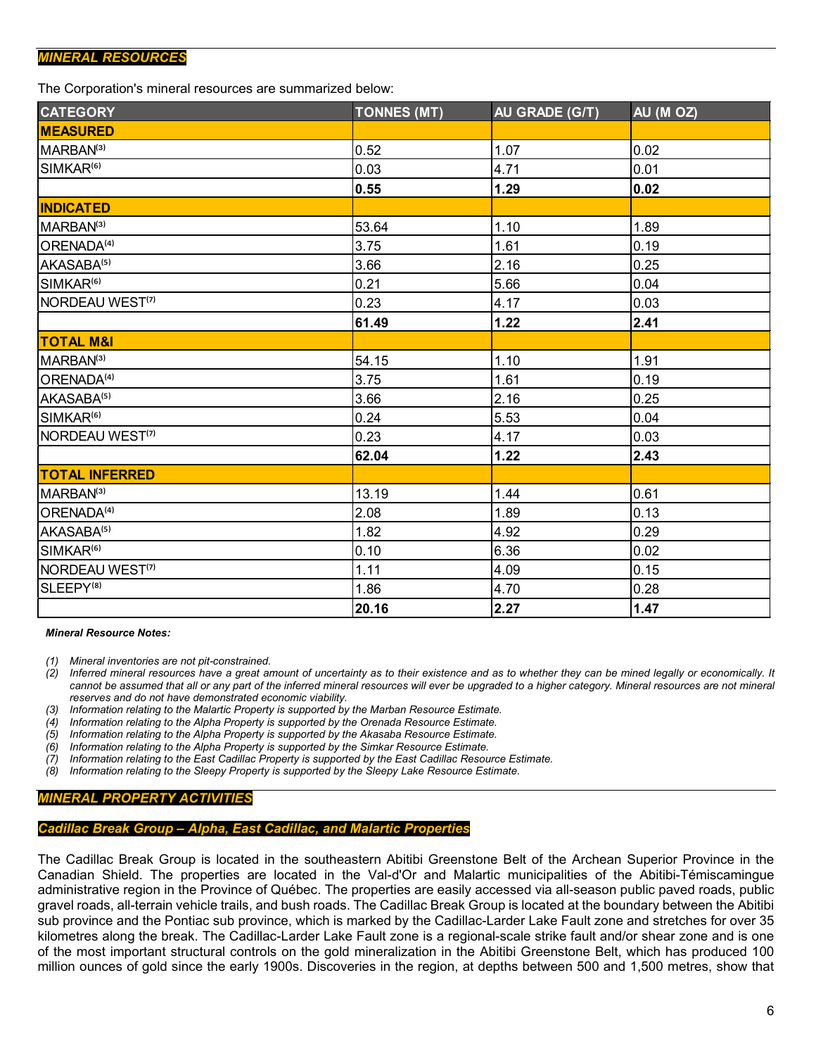## *MINERAL RESOURCES*

The Corporation's mineral resources are summarized below:

| CATEGORY | TONNES (MT) | AU GRADE (G/T) | AU (M OZ) |
|---|---|---|---|
| **MEASURED** | | | |
| MARBAN[3] | 0.52 | 1.07 | 0.02 |
| SIMKAR[6] | 0.03 | 4.71 | 0.01 |
| | **0.55** | **1.29** | **0.02** |
| **INDICATED** | | | |
| MARBAN[3] | 53.64 | 1.10 | 1.89 |
| ORENADA[4] | 3.75 | 1.61 | 0.19 |
| AKASABA[5] | 3.66 | 2.16 | 0.25 |
| SIMKAR[6] | 0.21 | 5.66 | 0.04 |
| NORDEAU WEST[7] | 0.23 | 4.17 | 0.03 |
| | **61.49** | **1.22** | **2.41** |
| **TOTAL M&I** | | | |
| MARBAN[3] | 54.15 | 1.10 | 1.91 |
| ORENADA[4] | 3.75 | 1.61 | 0.19 |
| AKASABA[5] | 3.66 | 2.16 | 0.25 |
| SIMKAR[6] | 0.24 | 5.53 | 0.04 |
| NORDEAU WEST[7] | 0.23 | 4.17 | 0.03 |
| | **62.04** | **1.22** | **2.43** |
| **TOTAL INFERRED** | | | |
| MARBAN[3] | 13.19 | 1.44 | 0.61 |
| ORENADA[4] | 2.08 | 1.89 | 0.13 |
| AKASABA[5] | 1.82 | 4.92 | 0.29 |
| SIMKAR[6] | 0.10 | 6.36 | 0.02 |
| NORDEAU WEST[7] | 1.11 | 4.09 | 0.15 |
| SLEEPY[8] | 1.86 | 4.70 | 0.28 |
| | **20.16** | **2.27** | **1.47** |

***Mineral Resource Notes:***

*(1) Mineral inventories are not pit-constrained.*
*(2) Inferred mineral resources have a great amount of uncertainty as to their existence and as to whether they can be mined legally or economically. It cannot be assumed that all or any part of the inferred mineral resources will ever be upgraded to a higher category. Mineral resources are not mineral reserves and do not have demonstrated economic viability.*
*(3) Information relating to the Malartic Property is supported by the Marban Resource Estimate.*
*(4) Information relating to the Alpha Property is supported by the Orenada Resource Estimate.*
*(5) Information relating to the Alpha Property is supported by the Akasaba Resource Estimate.*
*(6) Information relating to the Alpha Property is supported by the Simkar Resource Estimate.*
*(7) Information relating to the East Cadillac Property is supported by the East Cadillac Resource Estimate.*
*(8) Information relating to the Sleepy Property is supported by the Sleepy Lake Resource Estimate.*

## *MINERAL PROPERTY ACTIVITIES*

### *Cadillac Break Group – Alpha, East Cadillac, and Malartic Properties*

The Cadillac Break Group is located in the southeastern Abitibi Greenstone Belt of the Archean Superior Province in the Canadian Shield. The properties are located in the Val-d'Or and Malartic municipalities of the Abitibi-Témiscamingue administrative region in the Province of Québec. The properties are easily accessed via all-season public paved roads, public gravel roads, all-terrain vehicle trails, and bush roads. The Cadillac Break Group is located at the boundary between the Abitibi sub province and the Pontiac sub province, which is marked by the Cadillac-Larder Lake Fault zone and stretches for over 35 kilometres along the break. The Cadillac-Larder Lake Fault zone is a regional-scale strike fault and/or shear zone and is one of the most important structural controls on the gold mineralization in the Abitibi Greenstone Belt, which has produced 100 million ounces of gold since the early 1900s. Discoveries in the region, at depths between 500 and 1,500 metres, show that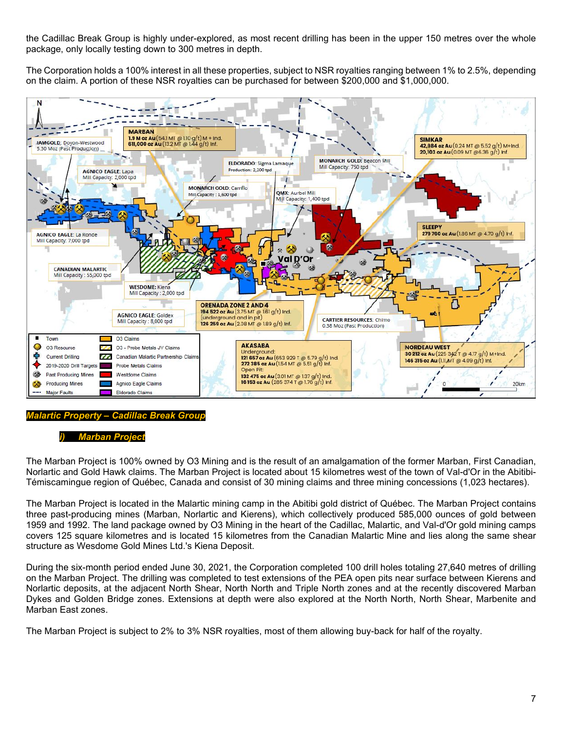the Cadillac Break Group is highly under-explored, as most recent drilling has been in the upper 150 metres over the whole package, only locally testing down to 300 metres in depth.

The Corporation holds a 100% interest in all these properties, subject to NSR royalties ranging between 1% to 2.5%, depending on the claim. A portion of these NSR royalties can be purchased for between $200,000 and $1,000,000.

N

IAMGOLD: Doyon-Westwood
5.30 Moz (Past Production)

MARBAN
1.9 M oz Au (54.1 MT @ 1.10 g/t) M + Ind.
611,000 oz Au (13.2 MT @ 1.44 g/t) Inf.

AGNICO EAGLE: Lapa
Mill Capacity: 2,000 tpd

ELDORADO: Sigma Lamaque
Production: 2,200 tpd

MONARCH GOLD: Beacon Mill
Mill Capacity: 750 tpd

SIMKAR
42,984 oz Au (0.24 MT @ 5.52 g/t) M+Ind.
20,103 oz Au (0.09 MT @6.36 g/t) Inf.

MONARCH GOLD: Camflo
Mill Capacity : 1,600 tpd

QMX: Aurbel Mill
Mill Capacity: 1,400 tpd

SLEEPY
279 760 oz Au (1.86 MT @ 4.70 g/t) Inf.

AGNICO EAGLE: La Ronde
Mill Capacity: 7,000 tpd

Val D'Or

CANADIAN MALARTIC
Mill Capacity : 55,000 tpd

WESDOME: Kiena
Mill Capacity : 2,000 tpd

AGNICO EAGLE: Goldex
Mill Capacity : 8,000 tpd

ORENADA ZONE 2 AND 4
194 522 oz Au (3.75 MT @ 1.61 g/t) Ind.
(underground and in pit)
126 259 oz Au (2.08 MT @ 1.89 g/t) Inf.

CARTIER RESOURCES: Chimo
0.38 Moz (Past Production)

AKASABA
Underground:
121 657 oz Au (653 929 T @ 5.79 g/t) Ind.
272 385 oz Au (1.54 MT @ 5.51 g/t) Inf.
Open Pit:
132 475 oz Au (3.01 MT @ 1.37 g/t) Ind.
16 153 oz Au (285 374 T @ 1.76 g/t) Inf.

NORDEAU WEST
30 212 oz Au (225 342 T @ 4.17 g/t) M+Ind.
146 315 oz Au (1.11 MT @ 4.09 g/t) Inf.

Town
O3 Resource
Current Drilling
2019-2020 Drill Targets
Past Producing Mines
Producing Mines
Major Faults
O3 Claims
O3 - Probe Metals JV Claims
Canadian Malartic Partnership Claims
Probe Metals Claims
Westdome Claims
Agnico Eagle Claims
Eldorado Claims

0 20km

***Malartic Property – Cadillac Break Group***

***i) Marban Project***

The Marban Project is 100% owned by O3 Mining and is the result of an amalgamation of the former Marban, First Canadian, Norlartic and Gold Hawk claims. The Marban Project is located about 15 kilometres west of the town of Val-d'Or in the Abitibi-Témiscamingue region of Québec, Canada and consist of 30 mining claims and three mining concessions (1,023 hectares).

The Marban Project is located in the Malartic mining camp in the Abitibi gold district of Québec. The Marban Project contains three past-producing mines (Marban, Norlartic and Kierens), which collectively produced 585,000 ounces of gold between 1959 and 1992. The land package owned by O3 Mining in the heart of the Cadillac, Malartic, and Val-d'Or gold mining camps covers 125 square kilometres and is located 15 kilometres from the Canadian Malartic Mine and lies along the same shear structure as Wesdome Gold Mines Ltd.'s Kiena Deposit.

During the six-month period ended June 30, 2021, the Corporation completed 100 drill holes totaling 27,640 metres of drilling on the Marban Project. The drilling was completed to test extensions of the PEA open pits near surface between Kierens and Norlartic deposits, at the adjacent North Shear, North North and Triple North zones and at the recently discovered Marban Dykes and Golden Bridge zones. Extensions at depth were also explored at the North North, North Shear, Marbenite and Marban East zones.

The Marban Project is subject to 2% to 3% NSR royalties, most of them allowing buy-back for half of the royalty.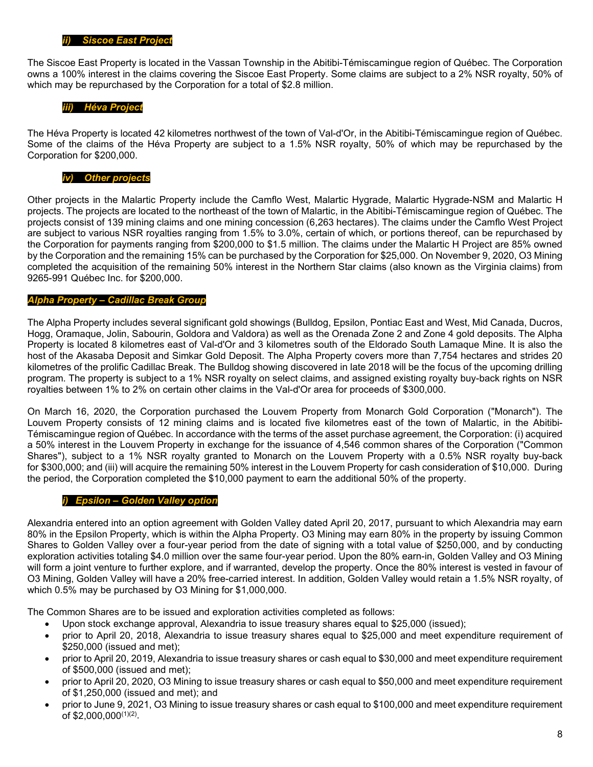#### *ii) Siscoe East Project*

The Siscoe East Property is located in the Vassan Township in the Abitibi-Témiscamingue region of Québec. The Corporation owns a 100% interest in the claims covering the Siscoe East Property. Some claims are subject to a 2% NSR royalty, 50% of which may be repurchased by the Corporation for a total of $2.8 million.

#### *iii) Héva Project*

The Héva Property is located 42 kilometres northwest of the town of Val-d'Or, in the Abitibi-Témiscamingue region of Québec. Some of the claims of the Héva Property are subject to a 1.5% NSR royalty, 50% of which may be repurchased by the Corporation for $200,000.

#### *iv) Other projects*

Other projects in the Malartic Property include the Camflo West, Malartic Hygrade, Malartic Hygrade-NSM and Malartic H projects. The projects are located to the northeast of the town of Malartic, in the Abitibi-Témiscamingue region of Québec. The projects consist of 139 mining claims and one mining concession (6,263 hectares). The claims under the Camflo West Project are subject to various NSR royalties ranging from 1.5% to 3.0%, certain of which, or portions thereof, can be repurchased by the Corporation for payments ranging from $200,000 to $1.5 million. The claims under the Malartic H Project are 85% owned by the Corporation and the remaining 15% can be purchased by the Corporation for $25,000. On November 9, 2020, O3 Mining completed the acquisition of the remaining 50% interest in the Northern Star claims (also known as the Virginia claims) from 9265-991 Québec Inc. for $200,000.

### *Alpha Property – Cadillac Break Group*

The Alpha Property includes several significant gold showings (Bulldog, Epsilon, Pontiac East and West, Mid Canada, Ducros, Hogg, Oramaque, Jolin, Sabourin, Goldora and Valdora) as well as the Orenada Zone 2 and Zone 4 gold deposits. The Alpha Property is located 8 kilometres east of Val-d'Or and 3 kilometres south of the Eldorado South Lamaque Mine. It is also the host of the Akasaba Deposit and Simkar Gold Deposit. The Alpha Property covers more than 7,754 hectares and strides 20 kilometres of the prolific Cadillac Break. The Bulldog showing discovered in late 2018 will be the focus of the upcoming drilling program. The property is subject to a 1% NSR royalty on select claims, and assigned existing royalty buy-back rights on NSR royalties between 1% to 2% on certain other claims in the Val-d'Or area for proceeds of $300,000.

On March 16, 2020, the Corporation purchased the Louvem Property from Monarch Gold Corporation ("Monarch"). The Louvem Property consists of 12 mining claims and is located five kilometres east of the town of Malartic, in the Abitibi-Témiscamingue region of Québec. In accordance with the terms of the asset purchase agreement, the Corporation: (i) acquired a 50% interest in the Louvem Property in exchange for the issuance of 4,546 common shares of the Corporation ("Common Shares"), subject to a 1% NSR royalty granted to Monarch on the Louvem Property with a 0.5% NSR royalty buy-back for $300,000; and (iii) will acquire the remaining 50% interest in the Louvem Property for cash consideration of $10,000. During the period, the Corporation completed the $10,000 payment to earn the additional 50% of the property.

#### *i) Epsilon – Golden Valley option*

Alexandria entered into an option agreement with Golden Valley dated April 20, 2017, pursuant to which Alexandria may earn 80% in the Epsilon Property, which is within the Alpha Property. O3 Mining may earn 80% in the property by issuing Common Shares to Golden Valley over a four-year period from the date of signing with a total value of $250,000, and by conducting exploration activities totaling $4.0 million over the same four-year period. Upon the 80% earn-in, Golden Valley and O3 Mining will form a joint venture to further explore, and if warranted, develop the property. Once the 80% interest is vested in favour of O3 Mining, Golden Valley will have a 20% free-carried interest. In addition, Golden Valley would retain a 1.5% NSR royalty, of which 0.5% may be purchased by O3 Mining for $1,000,000.

The Common Shares are to be issued and exploration activities completed as follows:

- Upon stock exchange approval, Alexandria to issue treasury shares equal to $25,000 (issued);
- prior to April 20, 2018, Alexandria to issue treasury shares equal to $25,000 and meet expenditure requirement of $250,000 (issued and met);
- prior to April 20, 2019, Alexandria to issue treasury shares or cash equal to $30,000 and meet expenditure requirement of $500,000 (issued and met);
- prior to April 20, 2020, O3 Mining to issue treasury shares or cash equal to $50,000 and meet expenditure requirement of $1,250,000 (issued and met); and
- prior to June 9, 2021, O3 Mining to issue treasury shares or cash equal to $100,000 and meet expenditure requirement of $2,000,000[(1)(2)].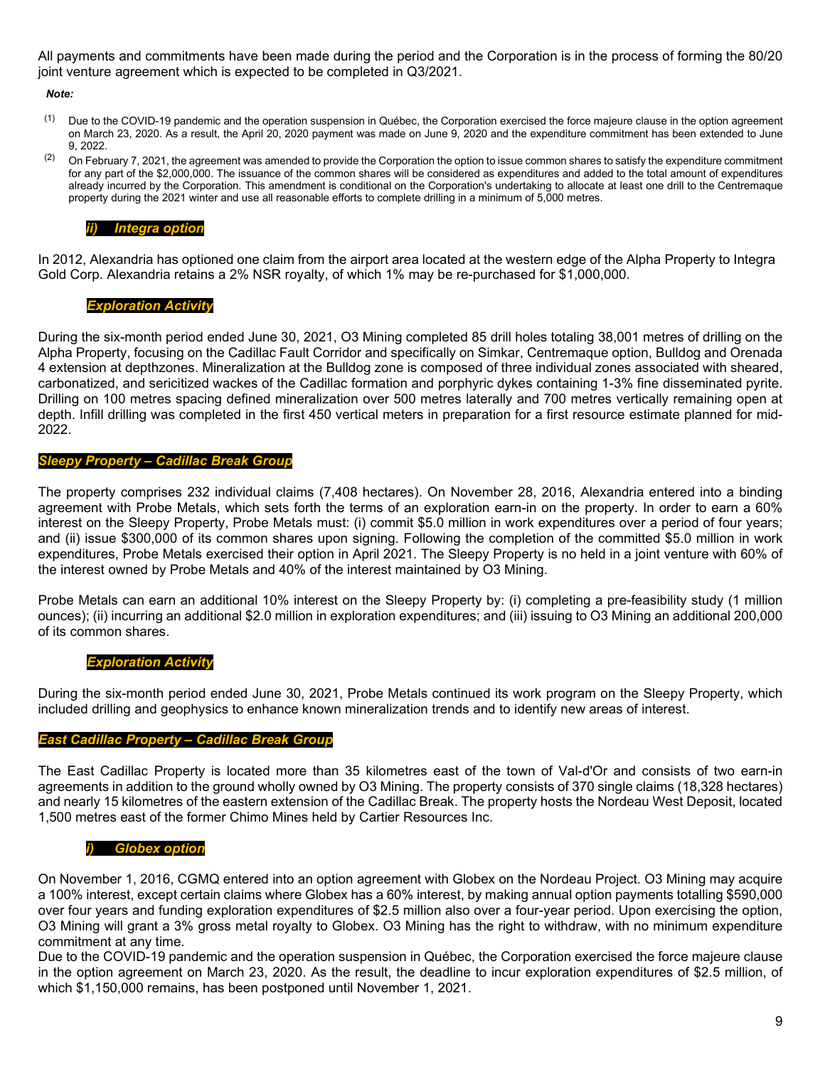All payments and commitments have been made during the period and the Corporation is in the process of forming the 80/20 joint venture agreement which is expected to be completed in Q3/2021.

***Note:***

(1) Due to the COVID-19 pandemic and the operation suspension in Québec, the Corporation exercised the force majeure clause in the option agreement on March 23, 2020. As a result, the April 20, 2020 payment was made on June 9, 2020 and the expenditure commitment has been extended to June 9, 2022.

(2) On February 7, 2021, the agreement was amended to provide the Corporation the option to issue common shares to satisfy the expenditure commitment for any part of the $2,000,000. The issuance of the common shares will be considered as expenditures and added to the total amount of expenditures already incurred by the Corporation. This amendment is conditional on the Corporation's undertaking to allocate at least one drill to the Centremaque property during the 2021 winter and use all reasonable efforts to complete drilling in a minimum of 5,000 metres.

***ii) Integra option***

In 2012, Alexandria has optioned one claim from the airport area located at the western edge of the Alpha Property to Integra Gold Corp. Alexandria retains a 2% NSR royalty, of which 1% may be re-purchased for $1,000,000.

***Exploration Activity***

During the six-month period ended June 30, 2021, O3 Mining completed 85 drill holes totaling 38,001 metres of drilling on the Alpha Property, focusing on the Cadillac Fault Corridor and specifically on Simkar, Centremaque option, Bulldog and Orenada 4 extension at depthzones. Mineralization at the Bulldog zone is composed of three individual zones associated with sheared, carbonatized, and sericitized wackes of the Cadillac formation and porphyric dykes containing 1-3% fine disseminated pyrite. Drilling on 100 metres spacing defined mineralization over 500 metres laterally and 700 metres vertically remaining open at depth. Infill drilling was completed in the first 450 vertical meters in preparation for a first resource estimate planned for mid-2022.

***Sleepy Property – Cadillac Break Group***

The property comprises 232 individual claims (7,408 hectares). On November 28, 2016, Alexandria entered into a binding agreement with Probe Metals, which sets forth the terms of an exploration earn-in on the property. In order to earn a 60% interest on the Sleepy Property, Probe Metals must: (i) commit $5.0 million in work expenditures over a period of four years; and (ii) issue $300,000 of its common shares upon signing. Following the completion of the committed $5.0 million in work expenditures, Probe Metals exercised their option in April 2021. The Sleepy Property is no held in a joint venture with 60% of the interest owned by Probe Metals and 40% of the interest maintained by O3 Mining.

Probe Metals can earn an additional 10% interest on the Sleepy Property by: (i) completing a pre-feasibility study (1 million ounces); (ii) incurring an additional $2.0 million in exploration expenditures; and (iii) issuing to O3 Mining an additional 200,000 of its common shares.

***Exploration Activity***

During the six-month period ended June 30, 2021, Probe Metals continued its work program on the Sleepy Property, which included drilling and geophysics to enhance known mineralization trends and to identify new areas of interest.

***East Cadillac Property – Cadillac Break Group***

The East Cadillac Property is located more than 35 kilometres east of the town of Val-d'Or and consists of two earn-in agreements in addition to the ground wholly owned by O3 Mining. The property consists of 370 single claims (18,328 hectares) and nearly 15 kilometres of the eastern extension of the Cadillac Break. The property hosts the Nordeau West Deposit, located 1,500 metres east of the former Chimo Mines held by Cartier Resources Inc.

***i) Globex option***

On November 1, 2016, CGMQ entered into an option agreement with Globex on the Nordeau Project. O3 Mining may acquire a 100% interest, except certain claims where Globex has a 60% interest, by making annual option payments totalling $590,000 over four years and funding exploration expenditures of $2.5 million also over a four-year period. Upon exercising the option, O3 Mining will grant a 3% gross metal royalty to Globex. O3 Mining has the right to withdraw, with no minimum expenditure commitment at any time.

Due to the COVID-19 pandemic and the operation suspension in Québec, the Corporation exercised the force majeure clause in the option agreement on March 23, 2020. As the result, the deadline to incur exploration expenditures of $2.5 million, of which $1,150,000 remains, has been postponed until November 1, 2021.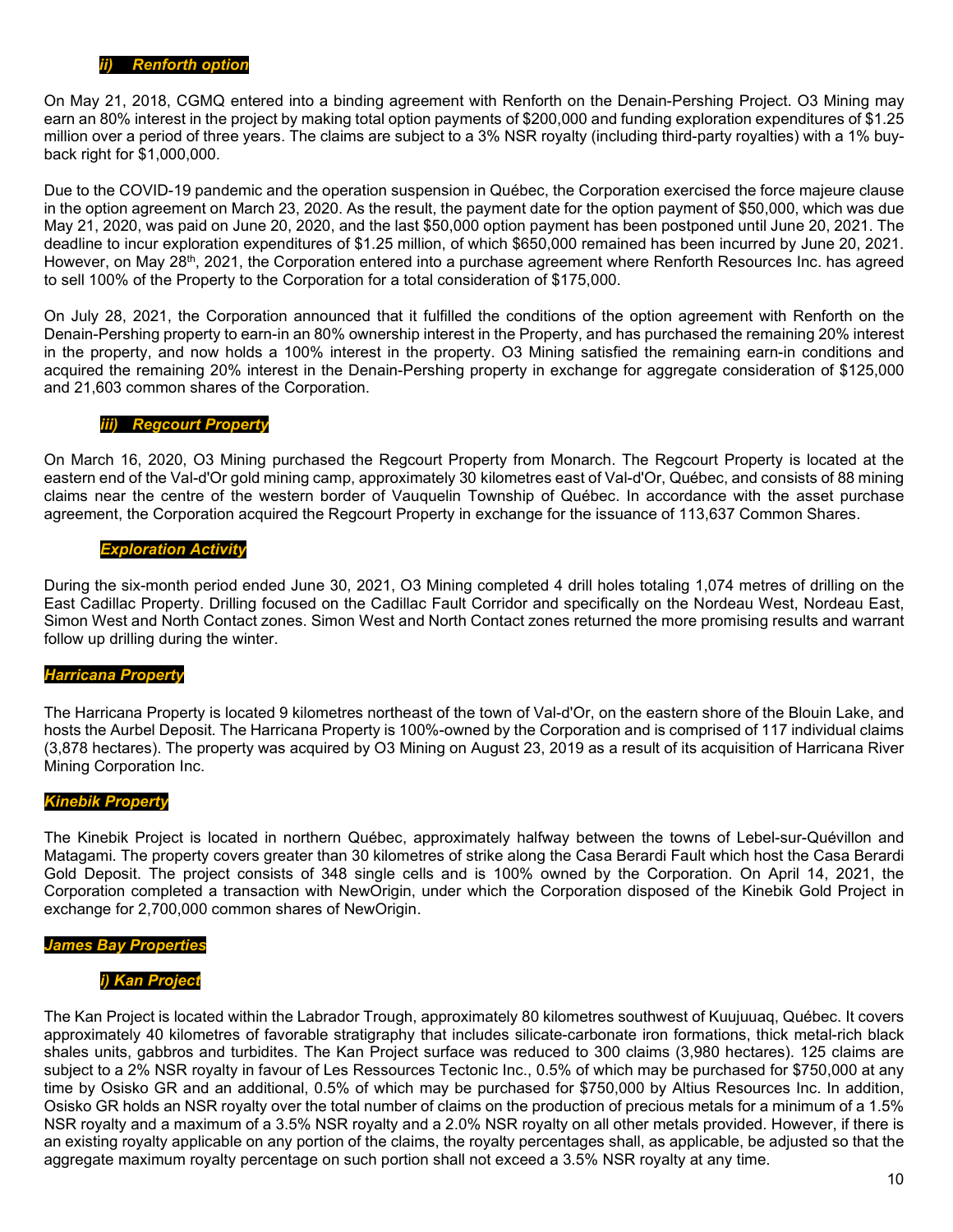#### *ii) Renforth option*

On May 21, 2018, CGMQ entered into a binding agreement with Renforth on the Denain-Pershing Project. O3 Mining may earn an 80% interest in the project by making total option payments of $200,000 and funding exploration expenditures of $1.25 million over a period of three years. The claims are subject to a 3% NSR royalty (including third-party royalties) with a 1% buy-back right for $1,000,000.

Due to the COVID-19 pandemic and the operation suspension in Québec, the Corporation exercised the force majeure clause in the option agreement on March 23, 2020. As the result, the payment date for the option payment of $50,000, which was due May 21, 2020, was paid on June 20, 2020, and the last $50,000 option payment has been postponed until June 20, 2021. The deadline to incur exploration expenditures of $1.25 million, of which $650,000 remained has been incurred by June 20, 2021. However, on May 28th, 2021, the Corporation entered into a purchase agreement where Renforth Resources Inc. has agreed to sell 100% of the Property to the Corporation for a total consideration of $175,000.

On July 28, 2021, the Corporation announced that it fulfilled the conditions of the option agreement with Renforth on the Denain-Pershing property to earn-in an 80% ownership interest in the Property, and has purchased the remaining 20% interest in the property, and now holds a 100% interest in the property. O3 Mining satisfied the remaining earn-in conditions and acquired the remaining 20% interest in the Denain-Pershing property in exchange for aggregate consideration of $125,000 and 21,603 common shares of the Corporation.

#### *iii) Regcourt Property*

On March 16, 2020, O3 Mining purchased the Regcourt Property from Monarch. The Regcourt Property is located at the eastern end of the Val-d'Or gold mining camp, approximately 30 kilometres east of Val-d'Or, Québec, and consists of 88 mining claims near the centre of the western border of Vauquelin Township of Québec. In accordance with the asset purchase agreement, the Corporation acquired the Regcourt Property in exchange for the issuance of 113,637 Common Shares.

#### *Exploration Activity*

During the six-month period ended June 30, 2021, O3 Mining completed 4 drill holes totaling 1,074 metres of drilling on the East Cadillac Property. Drilling focused on the Cadillac Fault Corridor and specifically on the Nordeau West, Nordeau East, Simon West and North Contact zones. Simon West and North Contact zones returned the more promising results and warrant follow up drilling during the winter.

### *Harricana Property*

The Harricana Property is located 9 kilometres northeast of the town of Val-d'Or, on the eastern shore of the Blouin Lake, and hosts the Aurbel Deposit. The Harricana Property is 100%-owned by the Corporation and is comprised of 117 individual claims (3,878 hectares). The property was acquired by O3 Mining on August 23, 2019 as a result of its acquisition of Harricana River Mining Corporation Inc.

### *Kinebik Property*

The Kinebik Project is located in northern Québec, approximately halfway between the towns of Lebel-sur-Quévillon and Matagami. The property covers greater than 30 kilometres of strike along the Casa Berardi Fault which host the Casa Berardi Gold Deposit. The project consists of 348 single cells and is 100% owned by the Corporation. On April 14, 2021, the Corporation completed a transaction with NewOrigin, under which the Corporation disposed of the Kinebik Gold Project in exchange for 2,700,000 common shares of NewOrigin.

### *James Bay Properties*

#### *i) Kan Project*

The Kan Project is located within the Labrador Trough, approximately 80 kilometres southwest of Kuujuuaq, Québec. It covers approximately 40 kilometres of favorable stratigraphy that includes silicate-carbonate iron formations, thick metal-rich black shales units, gabbros and turbidites. The Kan Project surface was reduced to 300 claims (3,980 hectares). 125 claims are subject to a 2% NSR royalty in favour of Les Ressources Tectonic Inc., 0.5% of which may be purchased for $750,000 at any time by Osisko GR and an additional, 0.5% of which may be purchased for $750,000 by Altius Resources Inc. In addition, Osisko GR holds an NSR royalty over the total number of claims on the production of precious metals for a minimum of a 1.5% NSR royalty and a maximum of a 3.5% NSR royalty and a 2.0% NSR royalty on all other metals provided. However, if there is an existing royalty applicable on any portion of the claims, the royalty percentages shall, as applicable, be adjusted so that the aggregate maximum royalty percentage on such portion shall not exceed a 3.5% NSR royalty at any time.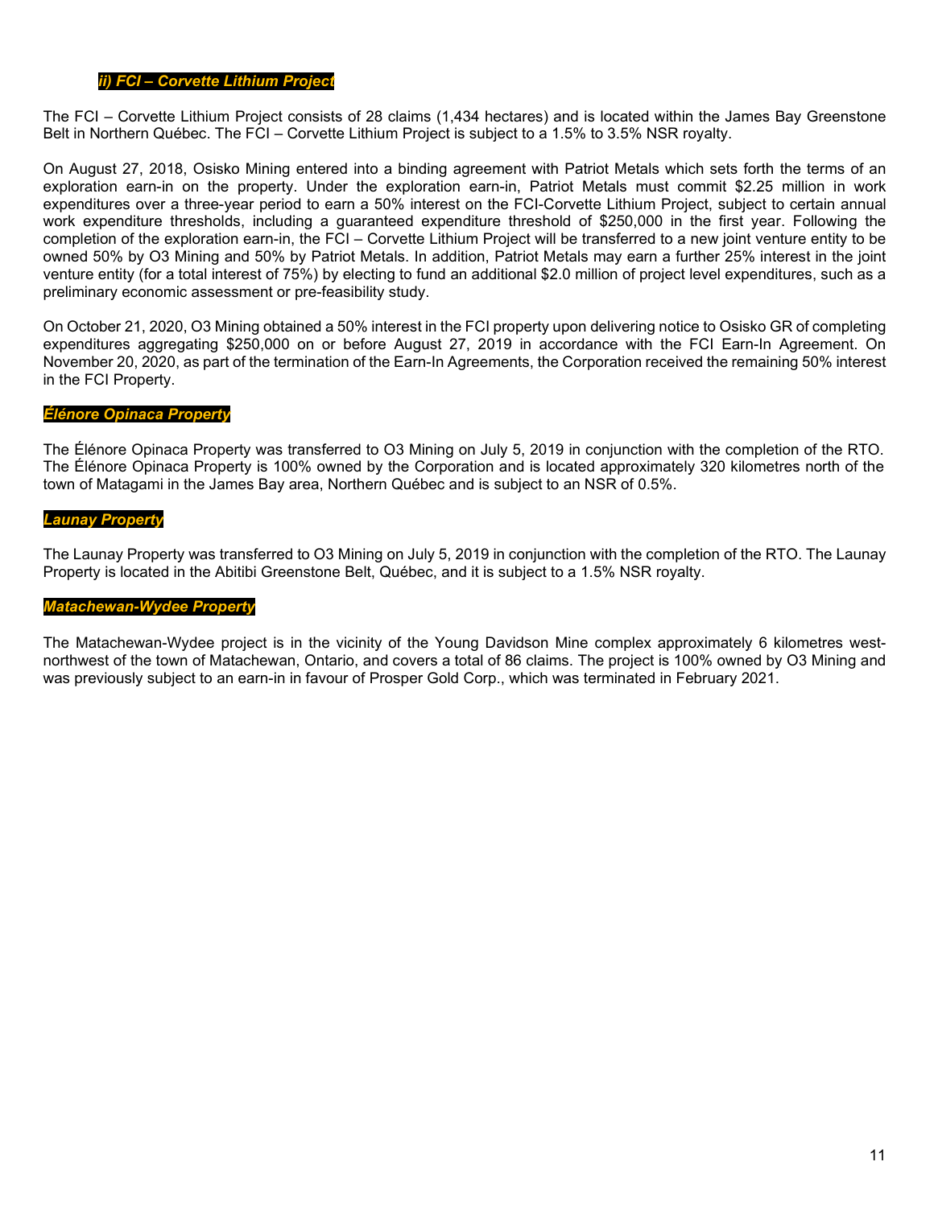#### *ii) FCI – Corvette Lithium Project*

The FCI – Corvette Lithium Project consists of 28 claims (1,434 hectares) and is located within the James Bay Greenstone Belt in Northern Québec. The FCI – Corvette Lithium Project is subject to a 1.5% to 3.5% NSR royalty.

On August 27, 2018, Osisko Mining entered into a binding agreement with Patriot Metals which sets forth the terms of an exploration earn-in on the property. Under the exploration earn-in, Patriot Metals must commit $2.25 million in work expenditures over a three-year period to earn a 50% interest on the FCI-Corvette Lithium Project, subject to certain annual work expenditure thresholds, including a guaranteed expenditure threshold of $250,000 in the first year. Following the completion of the exploration earn-in, the FCI – Corvette Lithium Project will be transferred to a new joint venture entity to be owned 50% by O3 Mining and 50% by Patriot Metals. In addition, Patriot Metals may earn a further 25% interest in the joint venture entity (for a total interest of 75%) by electing to fund an additional $2.0 million of project level expenditures, such as a preliminary economic assessment or pre-feasibility study.

On October 21, 2020, O3 Mining obtained a 50% interest in the FCI property upon delivering notice to Osisko GR of completing expenditures aggregating $250,000 on or before August 27, 2019 in accordance with the FCI Earn-In Agreement. On November 20, 2020, as part of the termination of the Earn-In Agreements, the Corporation received the remaining 50% interest in the FCI Property.

#### *Élénore Opinaca Property*

The Élénore Opinaca Property was transferred to O3 Mining on July 5, 2019 in conjunction with the completion of the RTO. The Élénore Opinaca Property is 100% owned by the Corporation and is located approximately 320 kilometres north of the town of Matagami in the James Bay area, Northern Québec and is subject to an NSR of 0.5%.

#### *Launay Property*

The Launay Property was transferred to O3 Mining on July 5, 2019 in conjunction with the completion of the RTO. The Launay Property is located in the Abitibi Greenstone Belt, Québec, and it is subject to a 1.5% NSR royalty.

#### *Matachewan-Wydee Property*

The Matachewan-Wydee project is in the vicinity of the Young Davidson Mine complex approximately 6 kilometres west-northwest of the town of Matachewan, Ontario, and covers a total of 86 claims. The project is 100% owned by O3 Mining and was previously subject to an earn-in in favour of Prosper Gold Corp., which was terminated in February 2021.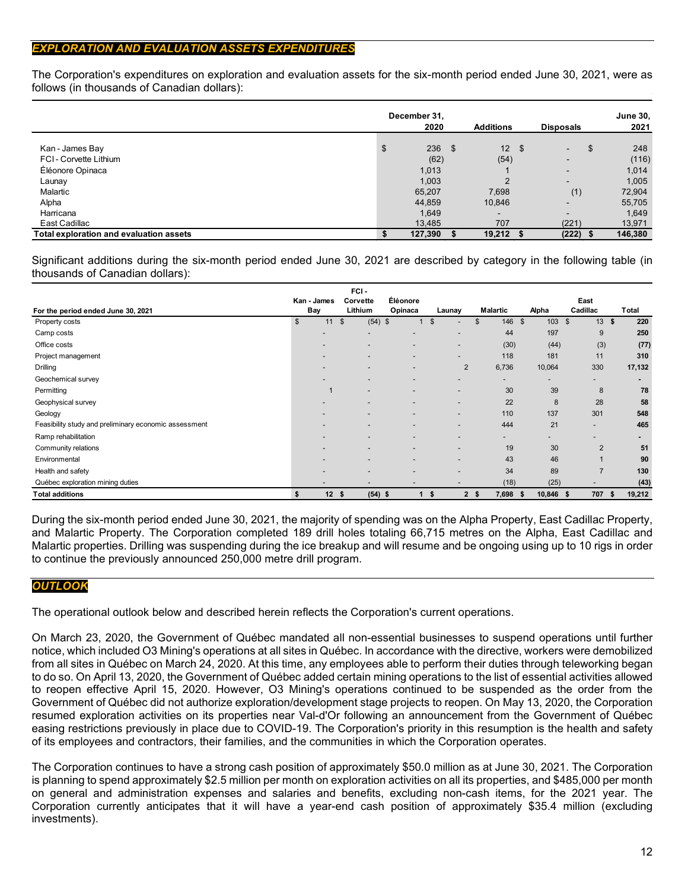## EXPLORATION AND EVALUATION ASSETS EXPENDITURES

The Corporation's expenditures on exploration and evaluation assets for the six-month period ended June 30, 2021, were as follows (in thousands of Canadian dollars):

| | December 31, 2020 | Additions | Disposals | June 30, 2021 |
|---|---|---|---|---|
| Kan - James Bay | $ 236 | $ 12 | $ - | $ 248 |
| FCI - Corvette Lithium | (62) | (54) | - | (116) |
| Éléonore Opinaca | 1,013 | 1 | - | 1,014 |
| Launay | 1,003 | 2 | - | 1,005 |
| Malartic | 65,207 | 7,698 | (1) | 72,904 |
| Alpha | 44,859 | 10,846 | - | 55,705 |
| Harricana | 1,649 | - | - | 1,649 |
| East Cadillac | 13,485 | 707 | (221) | 13,971 |
| **Total exploration and evaluation assets** | **$ 127,390** | **$ 19,212** | **$ (222)** | **$ 146,380** |

Significant additions during the six-month period ended June 30, 2021 are described by category in the following table (in thousands of Canadian dollars):

| For the period ended June 30, 2021 | Kan - James Bay | FCI - Corvette Lithium | Éléonore Opinaca | Launay | Malartic | Alpha | East Cadillac | Total |
|---|---|---|---|---|---|---|---|---|
| Property costs | $ 11 | $ (54) | $ 1 | $ - | $ 146 | $ 103 | $ 13 | **$ 220** |
| Camp costs | - | - | - | - | 44 | 197 | 9 | **250** |
| Office costs | - | - | - | - | (30) | (44) | (3) | **(77)** |
| Project management | - | - | - | - | 118 | 181 | 11 | **310** |
| Drilling | - | - | - | 2 | 6,736 | 10,064 | 330 | **17,132** |
| Geochemical survey | - | - | - | - | - | - | - | **-** |
| Permitting | 1 | - | - | - | 30 | 39 | 8 | **78** |
| Geophysical survey | - | - | - | - | 22 | 8 | 28 | **58** |
| Geology | - | - | - | - | 110 | 137 | 301 | **548** |
| Feasibility study and preliminary economic assessment | - | - | - | - | 444 | 21 | - | **465** |
| Ramp rehabilitation | - | - | - | - | - | - | - | **-** |
| Community relations | - | - | - | - | 19 | 30 | 2 | **51** |
| Environmental | - | - | - | - | 43 | 46 | 1 | **90** |
| Health and safety | - | - | - | - | 34 | 89 | 7 | **130** |
| Québec exploration mining duties | - | - | - | - | (18) | (25) | - | **(43)** |
| **Total additions** | **$ 12** | **$ (54)** | **$ 1** | **$ 2** | **$ 7,698** | **$ 10,846** | **$ 707** | **$ 19,212** |

During the six-month period ended June 30, 2021, the majority of spending was on the Alpha Property, East Cadillac Property, and Malartic Property. The Corporation completed 189 drill holes totaling 66,715 metres on the Alpha, East Cadillac and Malartic properties. Drilling was suspending during the ice breakup and will resume and be ongoing using up to 10 rigs in order to continue the previously announced 250,000 metre drill program.

## OUTLOOK

The operational outlook below and described herein reflects the Corporation's current operations.

On March 23, 2020, the Government of Québec mandated all non-essential businesses to suspend operations until further notice, which included O3 Mining's operations at all sites in Québec. In accordance with the directive, workers were demobilized from all sites in Québec on March 24, 2020. At this time, any employees able to perform their duties through teleworking began to do so. On April 13, 2020, the Government of Québec added certain mining operations to the list of essential activities allowed to reopen effective April 15, 2020. However, O3 Mining's operations continued to be suspended as the order from the Government of Québec did not authorize exploration/development stage projects to reopen. On May 13, 2020, the Corporation resumed exploration activities on its properties near Val-d'Or following an announcement from the Government of Québec easing restrictions previously in place due to COVID-19. The Corporation's priority in this resumption is the health and safety of its employees and contractors, their families, and the communities in which the Corporation operates.

The Corporation continues to have a strong cash position of approximately $50.0 million as at June 30, 2021. The Corporation is planning to spend approximately $2.5 million per month on exploration activities on all its properties, and $485,000 per month on general and administration expenses and salaries and benefits, excluding non-cash items, for the 2021 year. The Corporation currently anticipates that it will have a year-end cash position of approximately $35.4 million (excluding investments).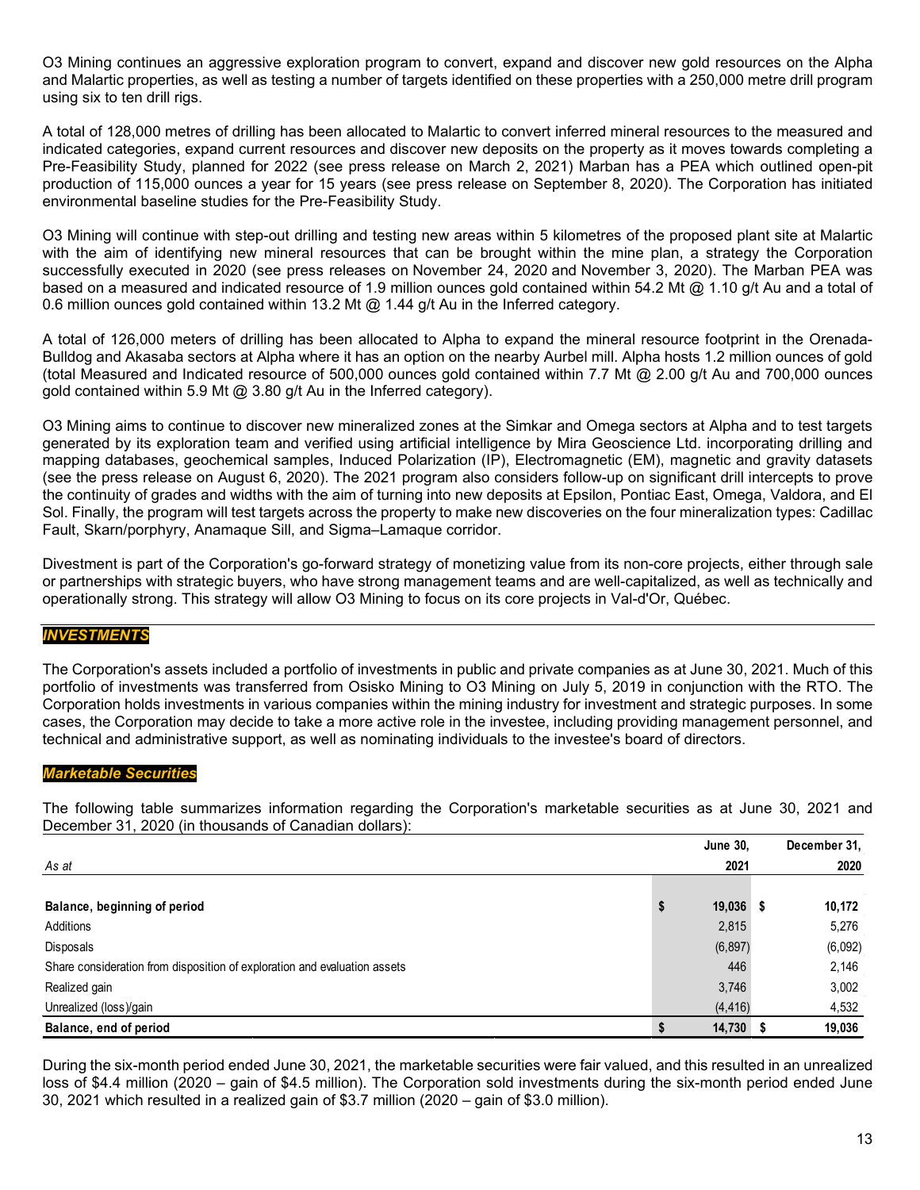O3 Mining continues an aggressive exploration program to convert, expand and discover new gold resources on the Alpha and Malartic properties, as well as testing a number of targets identified on these properties with a 250,000 metre drill program using six to ten drill rigs.

A total of 128,000 metres of drilling has been allocated to Malartic to convert inferred mineral resources to the measured and indicated categories, expand current resources and discover new deposits on the property as it moves towards completing a Pre-Feasibility Study, planned for 2022 (see press release on March 2, 2021) Marban has a PEA which outlined open-pit production of 115,000 ounces a year for 15 years (see press release on September 8, 2020). The Corporation has initiated environmental baseline studies for the Pre-Feasibility Study.

O3 Mining will continue with step-out drilling and testing new areas within 5 kilometres of the proposed plant site at Malartic with the aim of identifying new mineral resources that can be brought within the mine plan, a strategy the Corporation successfully executed in 2020 (see press releases on November 24, 2020 and November 3, 2020). The Marban PEA was based on a measured and indicated resource of 1.9 million ounces gold contained within 54.2 Mt @ 1.10 g/t Au and a total of 0.6 million ounces gold contained within 13.2 Mt @ 1.44 g/t Au in the Inferred category.

A total of 126,000 meters of drilling has been allocated to Alpha to expand the mineral resource footprint in the Orenada-Bulldog and Akasaba sectors at Alpha where it has an option on the nearby Aurbel mill. Alpha hosts 1.2 million ounces of gold (total Measured and Indicated resource of 500,000 ounces gold contained within 7.7 Mt @ 2.00 g/t Au and 700,000 ounces gold contained within 5.9 Mt @ 3.80 g/t Au in the Inferred category).

O3 Mining aims to continue to discover new mineralized zones at the Simkar and Omega sectors at Alpha and to test targets generated by its exploration team and verified using artificial intelligence by Mira Geoscience Ltd. incorporating drilling and mapping databases, geochemical samples, Induced Polarization (IP), Electromagnetic (EM), magnetic and gravity datasets (see the press release on August 6, 2020). The 2021 program also considers follow-up on significant drill intercepts to prove the continuity of grades and widths with the aim of turning into new deposits at Epsilon, Pontiac East, Omega, Valdora, and El Sol. Finally, the program will test targets across the property to make new discoveries on the four mineralization types: Cadillac Fault, Skarn/porphyry, Anamaque Sill, and Sigma–Lamaque corridor.

Divestment is part of the Corporation's go-forward strategy of monetizing value from its non-core projects, either through sale or partnerships with strategic buyers, who have strong management teams and are well-capitalized, as well as technically and operationally strong. This strategy will allow O3 Mining to focus on its core projects in Val-d'Or, Québec.

## *INVESTMENTS*

The Corporation's assets included a portfolio of investments in public and private companies as at June 30, 2021. Much of this portfolio of investments was transferred from Osisko Mining to O3 Mining on July 5, 2019 in conjunction with the RTO. The Corporation holds investments in various companies within the mining industry for investment and strategic purposes. In some cases, the Corporation may decide to take a more active role in the investee, including providing management personnel, and technical and administrative support, as well as nominating individuals to the investee's board of directors.

### *Marketable Securities*

The following table summarizes information regarding the Corporation's marketable securities as at June 30, 2021 and December 31, 2020 (in thousands of Canadian dollars):

| *As at* | June 30, 2021 | December 31, 2020 |
|---|---|---|
| **Balance, beginning of period** | **$ 19,036** | **$ 10,172** |
| Additions | 2,815 | 5,276 |
| Disposals | (6,897) | (6,092) |
| Share consideration from disposition of exploration and evaluation assets | 446 | 2,146 |
| Realized gain | 3,746 | 3,002 |
| Unrealized (loss)/gain | (4,416) | 4,532 |
| **Balance, end of period** | **$ 14,730** | **$ 19,036** |

During the six-month period ended June 30, 2021, the marketable securities were fair valued, and this resulted in an unrealized loss of $4.4 million (2020 – gain of $4.5 million). The Corporation sold investments during the six-month period ended June 30, 2021 which resulted in a realized gain of $3.7 million (2020 – gain of $3.0 million).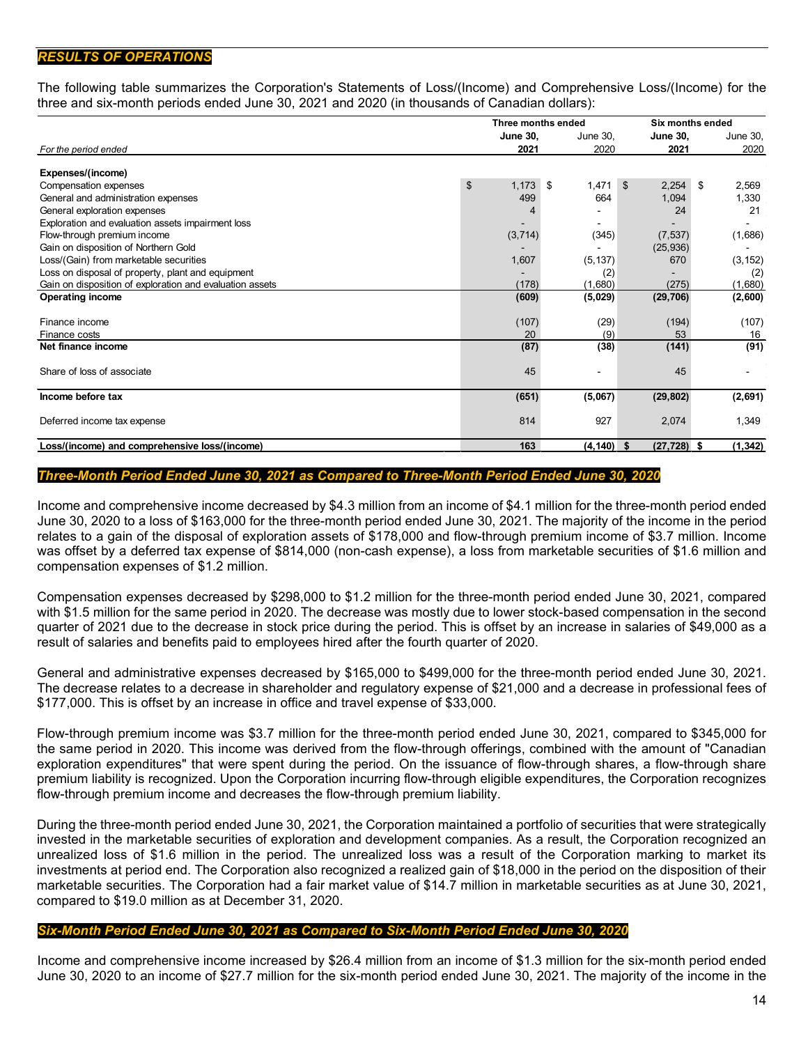## RESULTS OF OPERATIONS

The following table summarizes the Corporation's Statements of Loss/(Income) and Comprehensive Loss/(Income) for the three and six-month periods ended June 30, 2021 and 2020 (in thousands of Canadian dollars):

| | Three months ended | | Six months ended | |
|---|---|---|---|---|
| *For the period ended* | **June 30, 2021** | June 30, 2020 | **June 30, 2021** | June 30, 2020 |
| **Expenses/(income)** | | | | |
| Compensation expenses | $ 1,173 | $ 1,471 | $ 2,254 | $ 2,569 |
| General and administration expenses | 499 | 664 | 1,094 | 1,330 |
| General exploration expenses | 4 | - | 24 | 21 |
| Exploration and evaluation assets impairment loss | - | - | - | - |
| Flow-through premium income | (3,714) | (345) | (7,537) | (1,686) |
| Gain on disposition of Northern Gold | - | - | (25,936) | - |
| Loss/(Gain) from marketable securities | 1,607 | (5,137) | 670 | (3,152) |
| Loss on disposal of property, plant and equipment | - | (2) | - | (2) |
| Gain on disposition of exploration and evaluation assets | (178) | (1,680) | (275) | (1,680) |
| **Operating income** | **(609)** | **(5,029)** | **(29,706)** | **(2,600)** |
| Finance income | (107) | (29) | (194) | (107) |
| Finance costs | 20 | (9) | 53 | 16 |
| **Net finance income** | **(87)** | **(38)** | **(141)** | **(91)** |
| Share of loss of associate | 45 | - | 45 | - |
| **Income before tax** | **(651)** | **(5,067)** | **(29,802)** | **(2,691)** |
| Deferred income tax expense | 814 | 927 | 2,074 | 1,349 |
| **Loss/(income) and comprehensive loss/(income)** | **163** | **(4,140)** | **$ (27,728)** | **$ (1,342)** |

### Three-Month Period Ended June 30, 2021 as Compared to Three-Month Period Ended June 30, 2020

Income and comprehensive income decreased by $4.3 million from an income of $4.1 million for the three-month period ended June 30, 2020 to a loss of $163,000 for the three-month period ended June 30, 2021. The majority of the income in the period relates to a gain of the disposal of exploration assets of $178,000 and flow-through premium income of $3.7 million. Income was offset by a deferred tax expense of $814,000 (non-cash expense), a loss from marketable securities of $1.6 million and compensation expenses of $1.2 million.

Compensation expenses decreased by $298,000 to $1.2 million for the three-month period ended June 30, 2021, compared with $1.5 million for the same period in 2020. The decrease was mostly due to lower stock-based compensation in the second quarter of 2021 due to the decrease in stock price during the period. This is offset by an increase in salaries of $49,000 as a result of salaries and benefits paid to employees hired after the fourth quarter of 2020.

General and administrative expenses decreased by $165,000 to $499,000 for the three-month period ended June 30, 2021. The decrease relates to a decrease in shareholder and regulatory expense of $21,000 and a decrease in professional fees of $177,000. This is offset by an increase in office and travel expense of $33,000.

Flow-through premium income was $3.7 million for the three-month period ended June 30, 2021, compared to $345,000 for the same period in 2020. This income was derived from the flow-through offerings, combined with the amount of "Canadian exploration expenditures" that were spent during the period. On the issuance of flow-through shares, a flow-through share premium liability is recognized. Upon the Corporation incurring flow-through eligible expenditures, the Corporation recognizes flow-through premium income and decreases the flow-through premium liability.

During the three-month period ended June 30, 2021, the Corporation maintained a portfolio of securities that were strategically invested in the marketable securities of exploration and development companies. As a result, the Corporation recognized an unrealized loss of $1.6 million in the period. The unrealized loss was a result of the Corporation marking to market its investments at period end. The Corporation also recognized a realized gain of $18,000 in the period on the disposition of their marketable securities. The Corporation had a fair market value of $14.7 million in marketable securities as at June 30, 2021, compared to $19.0 million as at December 31, 2020.

### Six-Month Period Ended June 30, 2021 as Compared to Six-Month Period Ended June 30, 2020

Income and comprehensive income increased by $26.4 million from an income of $1.3 million for the six-month period ended June 30, 2020 to an income of $27.7 million for the six-month period ended June 30, 2021. The majority of the income in the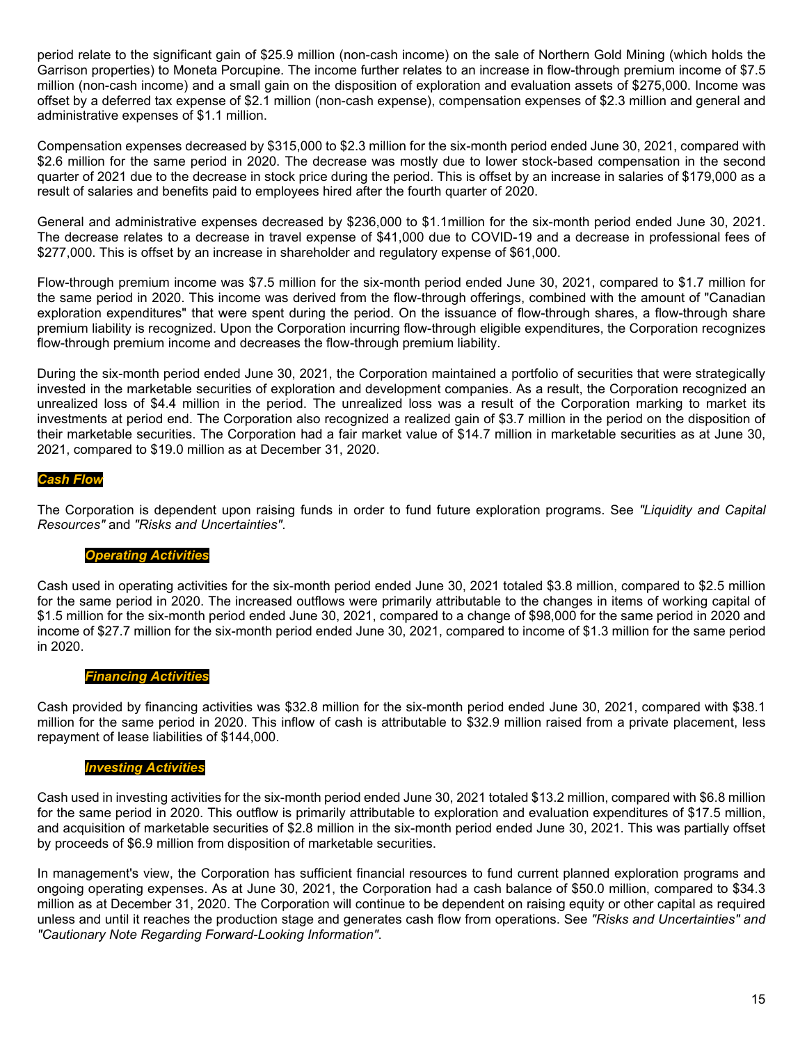period relate to the significant gain of $25.9 million (non-cash income) on the sale of Northern Gold Mining (which holds the Garrison properties) to Moneta Porcupine. The income further relates to an increase in flow-through premium income of $7.5 million (non-cash income) and a small gain on the disposition of exploration and evaluation assets of $275,000. Income was offset by a deferred tax expense of $2.1 million (non-cash expense), compensation expenses of $2.3 million and general and administrative expenses of $1.1 million.

Compensation expenses decreased by $315,000 to $2.3 million for the six-month period ended June 30, 2021, compared with $2.6 million for the same period in 2020. The decrease was mostly due to lower stock-based compensation in the second quarter of 2021 due to the decrease in stock price during the period. This is offset by an increase in salaries of $179,000 as a result of salaries and benefits paid to employees hired after the fourth quarter of 2020.

General and administrative expenses decreased by $236,000 to $1.1million for the six-month period ended June 30, 2021. The decrease relates to a decrease in travel expense of $41,000 due to COVID-19 and a decrease in professional fees of $277,000. This is offset by an increase in shareholder and regulatory expense of $61,000.

Flow-through premium income was $7.5 million for the six-month period ended June 30, 2021, compared to $1.7 million for the same period in 2020. This income was derived from the flow-through offerings, combined with the amount of "Canadian exploration expenditures" that were spent during the period. On the issuance of flow-through shares, a flow-through share premium liability is recognized. Upon the Corporation incurring flow-through eligible expenditures, the Corporation recognizes flow-through premium income and decreases the flow-through premium liability.

During the six-month period ended June 30, 2021, the Corporation maintained a portfolio of securities that were strategically invested in the marketable securities of exploration and development companies. As a result, the Corporation recognized an unrealized loss of $4.4 million in the period. The unrealized loss was a result of the Corporation marking to market its investments at period end. The Corporation also recognized a realized gain of $3.7 million in the period on the disposition of their marketable securities. The Corporation had a fair market value of $14.7 million in marketable securities as at June 30, 2021, compared to $19.0 million as at December 31, 2020.

***Cash Flow***

The Corporation is dependent upon raising funds in order to fund future exploration programs. See *"Liquidity and Capital Resources"* and *"Risks and Uncertainties"*.

***Operating Activities***

Cash used in operating activities for the six-month period ended June 30, 2021 totaled $3.8 million, compared to $2.5 million for the same period in 2020. The increased outflows were primarily attributable to the changes in items of working capital of $1.5 million for the six-month period ended June 30, 2021, compared to a change of $98,000 for the same period in 2020 and income of $27.7 million for the six-month period ended June 30, 2021, compared to income of $1.3 million for the same period in 2020.

***Financing Activities***

Cash provided by financing activities was $32.8 million for the six-month period ended June 30, 2021, compared with $38.1 million for the same period in 2020. This inflow of cash is attributable to $32.9 million raised from a private placement, less repayment of lease liabilities of $144,000.

***Investing Activities***

Cash used in investing activities for the six-month period ended June 30, 2021 totaled $13.2 million, compared with $6.8 million for the same period in 2020. This outflow is primarily attributable to exploration and evaluation expenditures of $17.5 million, and acquisition of marketable securities of $2.8 million in the six-month period ended June 30, 2021. This was partially offset by proceeds of $6.9 million from disposition of marketable securities.

In management's view, the Corporation has sufficient financial resources to fund current planned exploration programs and ongoing operating expenses. As at June 30, 2021, the Corporation had a cash balance of $50.0 million, compared to $34.3 million as at December 31, 2020. The Corporation will continue to be dependent on raising equity or other capital as required unless and until it reaches the production stage and generates cash flow from operations. See *"Risks and Uncertainties" and "Cautionary Note Regarding Forward-Looking Information"*.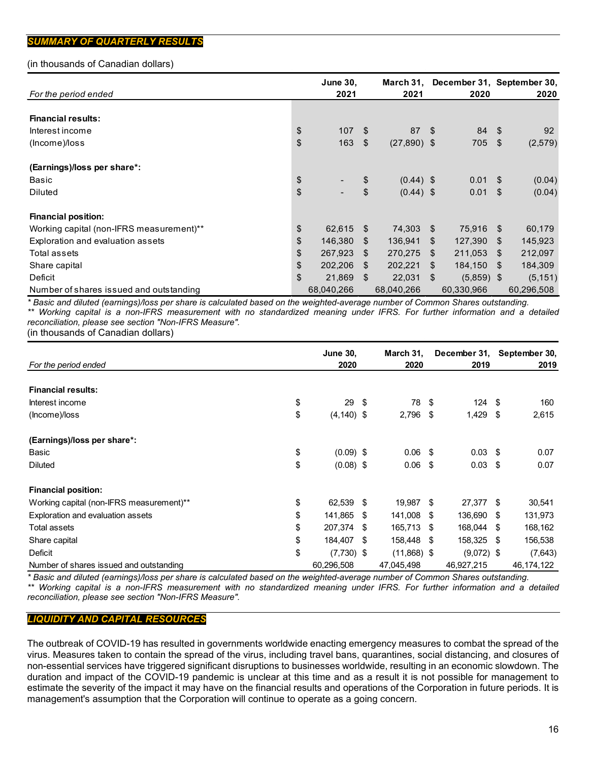## *SUMMARY OF QUARTERLY RESULTS*

(in thousands of Canadian dollars)

| For the period ended | June 30, 2021 | March 31, 2021 | December 31, 2020 | September 30, 2020 |
|---|---|---|---|---|
| **Financial results:** | | | | |
| Interest income | $ 107 | $ 87 | $ 84 | $ 92 |
| (Income)/loss | $ 163 | $ (27,890) | $ 705 | $ (2,579) |
| **(Earnings)/loss per share*:** | | | | |
| Basic | $ - | $ (0.44) | $ 0.01 | $ (0.04) |
| Diluted | $ - | $ (0.44) | $ 0.01 | $ (0.04) |
| **Financial position:** | | | | |
| Working capital (non-IFRS measurement)** | $ 62,615 | $ 74,303 | $ 75,916 | $ 60,179 |
| Exploration and evaluation assets | $ 146,380 | $ 136,941 | $ 127,390 | $ 145,923 |
| Total assets | $ 267,923 | $ 270,275 | $ 211,053 | $ 212,097 |
| Share capital | $ 202,206 | $ 202,221 | $ 184,150 | $ 184,309 |
| Deficit | $ 21,869 | $ 22,031 | $ (5,859) | $ (5,151) |
| Number of shares issued and outstanding | 68,040,266 | 68,040,266 | 60,330,966 | 60,296,508 |

*\* Basic and diluted (earnings)/loss per share is calculated based on the weighted-average number of Common Shares outstanding.*
*\*\* Working capital is a non-IFRS measurement with no standardized meaning under IFRS. For further information and a detailed reconciliation, please see section "Non-IFRS Measure".*

(in thousands of Canadian dollars)

| For the period ended | June 30, 2020 | March 31, 2020 | December 31, 2019 | September 30, 2019 |
|---|---|---|---|---|
| **Financial results:** | | | | |
| Interest income | $ 29 | $ 78 | $ 124 | $ 160 |
| (Income)/loss | $ (4,140) | $ 2,796 | $ 1,429 | $ 2,615 |
| **(Earnings)/loss per share*:** | | | | |
| Basic | $ (0.09) | $ 0.06 | $ 0.03 | $ 0.07 |
| Diluted | $ (0.08) | $ 0.06 | $ 0.03 | $ 0.07 |
| **Financial position:** | | | | |
| Working capital (non-IFRS measurement)** | $ 62,539 | $ 19,987 | $ 27,377 | $ 30,541 |
| Exploration and evaluation assets | $ 141,865 | $ 141,008 | $ 136,690 | $ 131,973 |
| Total assets | $ 207,374 | $ 165,713 | $ 168,044 | $ 168,162 |
| Share capital | $ 184,407 | $ 158,448 | $ 158,325 | $ 156,538 |
| Deficit | $ (7,730) | $ (11,868) | $ (9,072) | $ (7,643) |
| Number of shares issued and outstanding | 60,296,508 | 47,045,498 | 46,927,215 | 46,174,122 |

*\* Basic and diluted (earnings)/loss per share is calculated based on the weighted-average number of Common Shares outstanding.*
*\*\* Working capital is a non-IFRS measurement with no standardized meaning under IFRS. For further information and a detailed reconciliation, please see section "Non-IFRS Measure".*

## *LIQUIDITY AND CAPITAL RESOURCES*

The outbreak of COVID-19 has resulted in governments worldwide enacting emergency measures to combat the spread of the virus. Measures taken to contain the spread of the virus, including travel bans, quarantines, social distancing, and closures of non-essential services have triggered significant disruptions to businesses worldwide, resulting in an economic slowdown. The duration and impact of the COVID-19 pandemic is unclear at this time and as a result it is not possible for management to estimate the severity of the impact it may have on the financial results and operations of the Corporation in future periods. It is management's assumption that the Corporation will continue to operate as a going concern.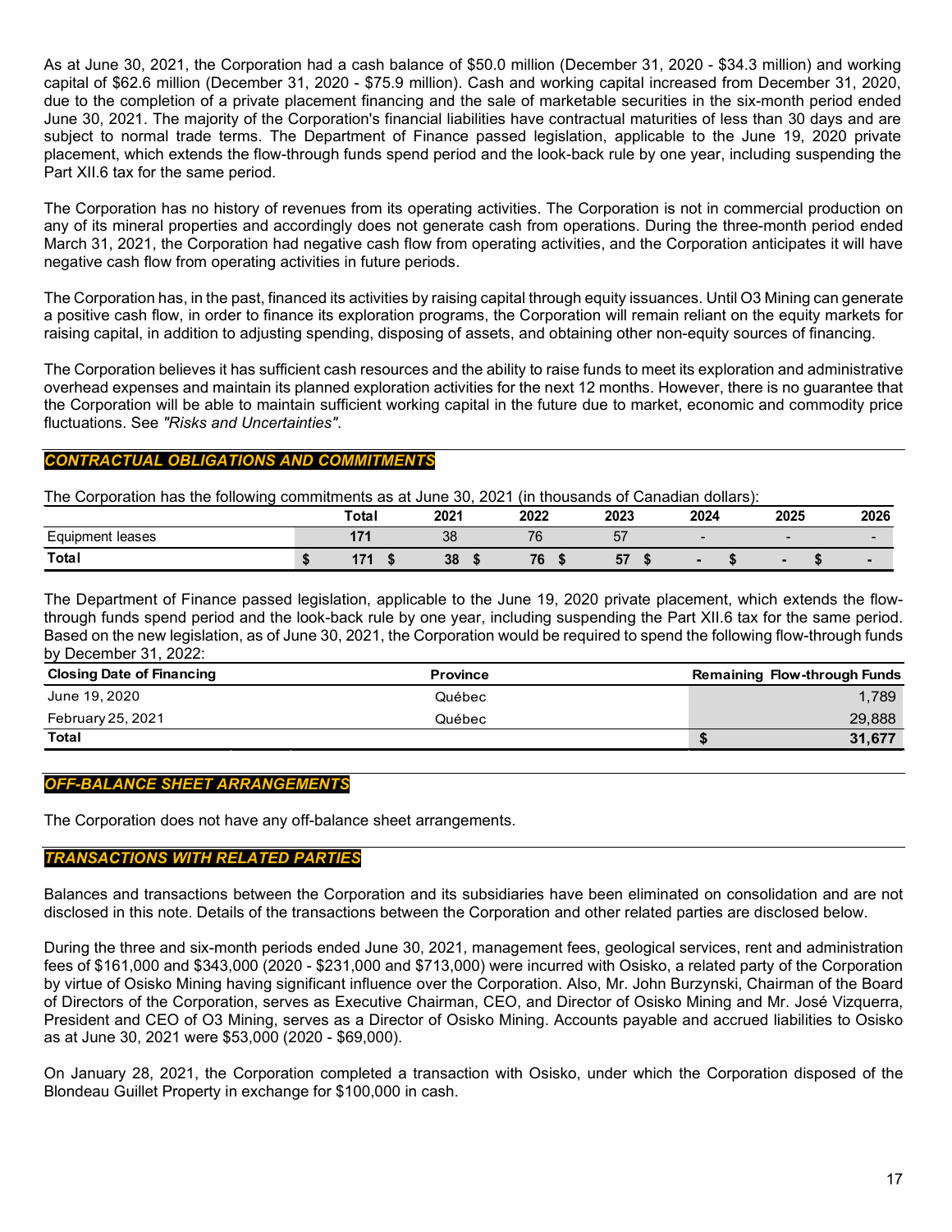As at June 30, 2021, the Corporation had a cash balance of $50.0 million (December 31, 2020 - $34.3 million) and working capital of $62.6 million (December 31, 2020 - $75.9 million). Cash and working capital increased from December 31, 2020, due to the completion of a private placement financing and the sale of marketable securities in the six-month period ended June 30, 2021. The majority of the Corporation's financial liabilities have contractual maturities of less than 30 days and are subject to normal trade terms. The Department of Finance passed legislation, applicable to the June 19, 2020 private placement, which extends the flow-through funds spend period and the look-back rule by one year, including suspending the Part XII.6 tax for the same period.

The Corporation has no history of revenues from its operating activities. The Corporation is not in commercial production on any of its mineral properties and accordingly does not generate cash from operations. During the three-month period ended March 31, 2021, the Corporation had negative cash flow from operating activities, and the Corporation anticipates it will have negative cash flow from operating activities in future periods.

The Corporation has, in the past, financed its activities by raising capital through equity issuances. Until O3 Mining can generate a positive cash flow, in order to finance its exploration programs, the Corporation will remain reliant on the equity markets for raising capital, in addition to adjusting spending, disposing of assets, and obtaining other non-equity sources of financing.

The Corporation believes it has sufficient cash resources and the ability to raise funds to meet its exploration and administrative overhead expenses and maintain its planned exploration activities for the next 12 months. However, there is no guarantee that the Corporation will be able to maintain sufficient working capital in the future due to market, economic and commodity price fluctuations. See *"Risks and Uncertainties"*.

## *CONTRACTUAL OBLIGATIONS AND COMMITMENTS*

The Corporation has the following commitments as at June 30, 2021 (in thousands of Canadian dollars):

| | Total | 2021 | 2022 | 2023 | 2024 | 2025 | 2026 |
|---|---|---|---|---|---|---|---|
| Equipment leases | 171 | 38 | 76 | 57 | - | - | - |
| **Total** | **$ 171** | **$ 38** | **$ 76** | **$ 57** | **$ -** | **$ -** | **$ -** |

The Department of Finance passed legislation, applicable to the June 19, 2020 private placement, which extends the flow-through funds spend period and the look-back rule by one year, including suspending the Part XII.6 tax for the same period. Based on the new legislation, as of June 30, 2021, the Corporation would be required to spend the following flow-through funds by December 31, 2022:

| Closing Date of Financing | Province | Remaining Flow-through Funds |
|---|---|---|
| June 19, 2020 | Québec | 1,789 |
| February 25, 2021 | Québec | 29,888 |
| **Total** | | **$ 31,677** |

## *OFF-BALANCE SHEET ARRANGEMENTS*

The Corporation does not have any off-balance sheet arrangements.

## *TRANSACTIONS WITH RELATED PARTIES*

Balances and transactions between the Corporation and its subsidiaries have been eliminated on consolidation and are not disclosed in this note. Details of the transactions between the Corporation and other related parties are disclosed below.

During the three and six-month periods ended June 30, 2021, management fees, geological services, rent and administration fees of $161,000 and $343,000 (2020 - $231,000 and $713,000) were incurred with Osisko, a related party of the Corporation by virtue of Osisko Mining having significant influence over the Corporation. Also, Mr. John Burzynski, Chairman of the Board of Directors of the Corporation, serves as Executive Chairman, CEO, and Director of Osisko Mining and Mr. José Vizquerra, President and CEO of O3 Mining, serves as a Director of Osisko Mining. Accounts payable and accrued liabilities to Osisko as at June 30, 2021 were $53,000 (2020 - $69,000).

On January 28, 2021, the Corporation completed a transaction with Osisko, under which the Corporation disposed of the Blondeau Guillet Property in exchange for $100,000 in cash.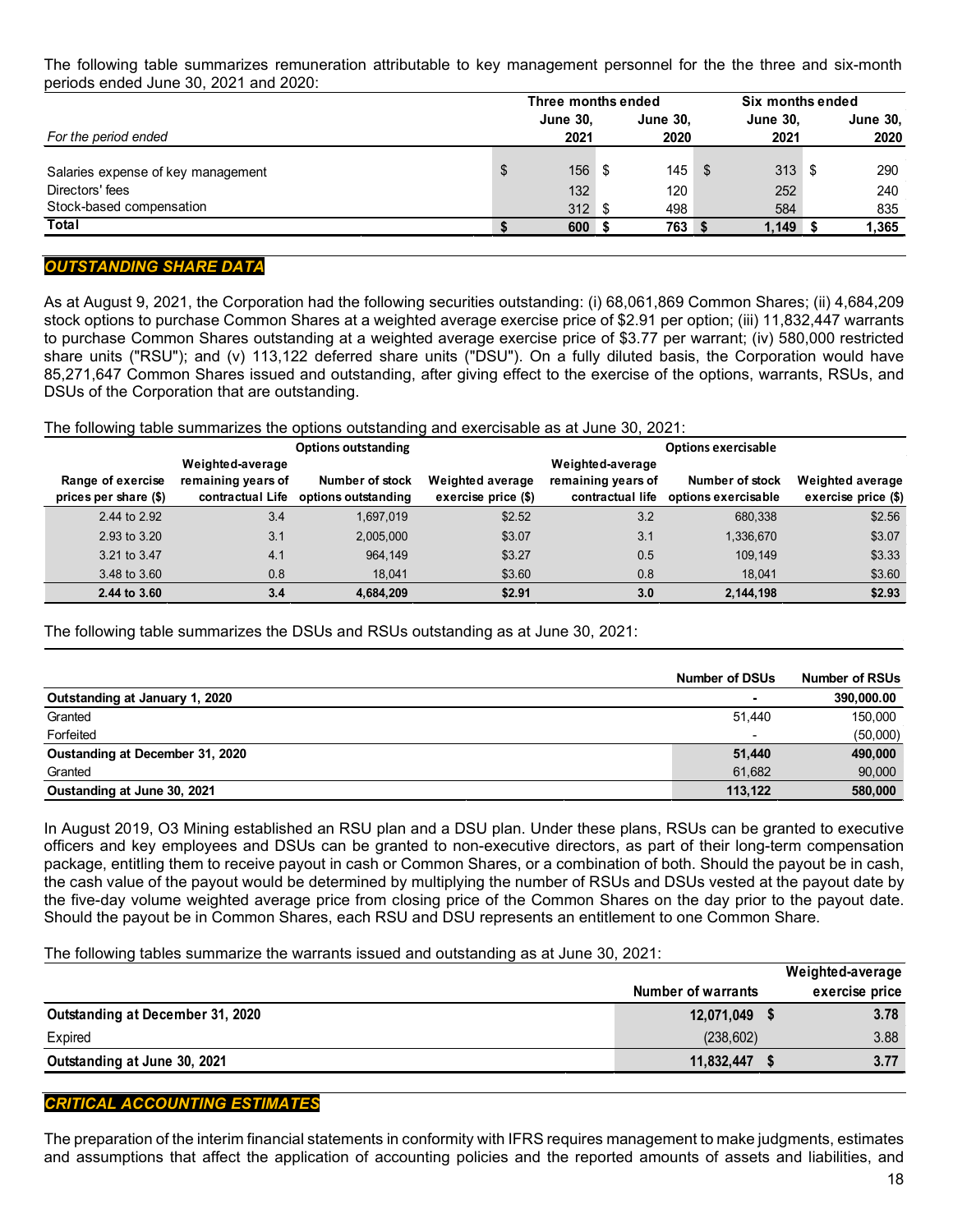The following table summarizes remuneration attributable to key management personnel for the the three and six-month periods ended June 30, 2021 and 2020:

| For the period ended | Three months ended June 30, 2021 | Three months ended June 30, 2020 | Six months ended June 30, 2021 | Six months ended June 30, 2020 |
|---|---|---|---|---|
| Salaries expense of key management | $ 156 | $ 145 | $ 313 | $ 290 |
| Directors' fees | 132 | 120 | 252 | 240 |
| Stock-based compensation | 312 | $ 498 | 584 | 835 |
| **Total** | **$ 600** | **$ 763** | **$ 1,149** | **$ 1,365** |

## *OUTSTANDING SHARE DATA*

As at August 9, 2021, the Corporation had the following securities outstanding: (i) 68,061,869 Common Shares; (ii) 4,684,209 stock options to purchase Common Shares at a weighted average exercise price of $2.91 per option; (iii) 11,832,447 warrants to purchase Common Shares outstanding at a weighted average exercise price of $3.77 per warrant; (iv) 580,000 restricted share units ("RSU"); and (v) 113,122 deferred share units ("DSU"). On a fully diluted basis, the Corporation would have 85,271,647 Common Shares issued and outstanding, after giving effect to the exercise of the options, warrants, RSUs, and DSUs of the Corporation that are outstanding.

The following table summarizes the options outstanding and exercisable as at June 30, 2021:

| | Options outstanding | | | Options exercisable | | |
|---|---|---|---|---|---|---|
| Range of exercise prices per share ($) | Weighted-average remaining years of contractual Life | Number of stock options outstanding | Weighted average exercise price ($) | Weighted-average remaining years of contractual life | Number of stock options exercisable | Weighted average exercise price ($) |
| 2.44 to 2.92 | 3.4 | 1,697,019 | $2.52 | 3.2 | 680,338 | $2.56 |
| 2.93 to 3.20 | 3.1 | 2,005,000 | $3.07 | 3.1 | 1,336,670 | $3.07 |
| 3.21 to 3.47 | 4.1 | 964,149 | $3.27 | 0.5 | 109,149 | $3.33 |
| 3.48 to 3.60 | 0.8 | 18,041 | $3.60 | 0.8 | 18,041 | $3.60 |
| **2.44 to 3.60** | **3.4** | **4,684,209** | **$2.91** | **3.0** | **2,144,198** | **$2.93** |

The following table summarizes the DSUs and RSUs outstanding as at June 30, 2021:

| | Number of DSUs | Number of RSUs |
|---|---|---|
| **Outstanding at January 1, 2020** | **-** | **390,000.00** |
| Granted | 51,440 | 150,000 |
| Forfeited | - | (50,000) |
| **Oustanding at December 31, 2020** | **51,440** | **490,000** |
| Granted | 61,682 | 90,000 |
| **Oustanding at June 30, 2021** | **113,122** | **580,000** |

In August 2019, O3 Mining established an RSU plan and a DSU plan. Under these plans, RSUs can be granted to executive officers and key employees and DSUs can be granted to non-executive directors, as part of their long-term compensation package, entitling them to receive payout in cash or Common Shares, or a combination of both. Should the payout be in cash, the cash value of the payout would be determined by multiplying the number of RSUs and DSUs vested at the payout date by the five-day volume weighted average price from closing price of the Common Shares on the day prior to the payout date. Should the payout be in Common Shares, each RSU and DSU represents an entitlement to one Common Share.

The following tables summarize the warrants issued and outstanding as at June 30, 2021:

| | Number of warrants | Weighted-average exercise price |
|---|---|---|
| **Outstanding at December 31, 2020** | **12,071,049** | **$ 3.78** |
| Expired | (238,602) | 3.88 |
| **Outstanding at June 30, 2021** | **11,832,447** | **$ 3.77** |

## *CRITICAL ACCOUNTING ESTIMATES*

The preparation of the interim financial statements in conformity with IFRS requires management to make judgments, estimates and assumptions that affect the application of accounting policies and the reported amounts of assets and liabilities, and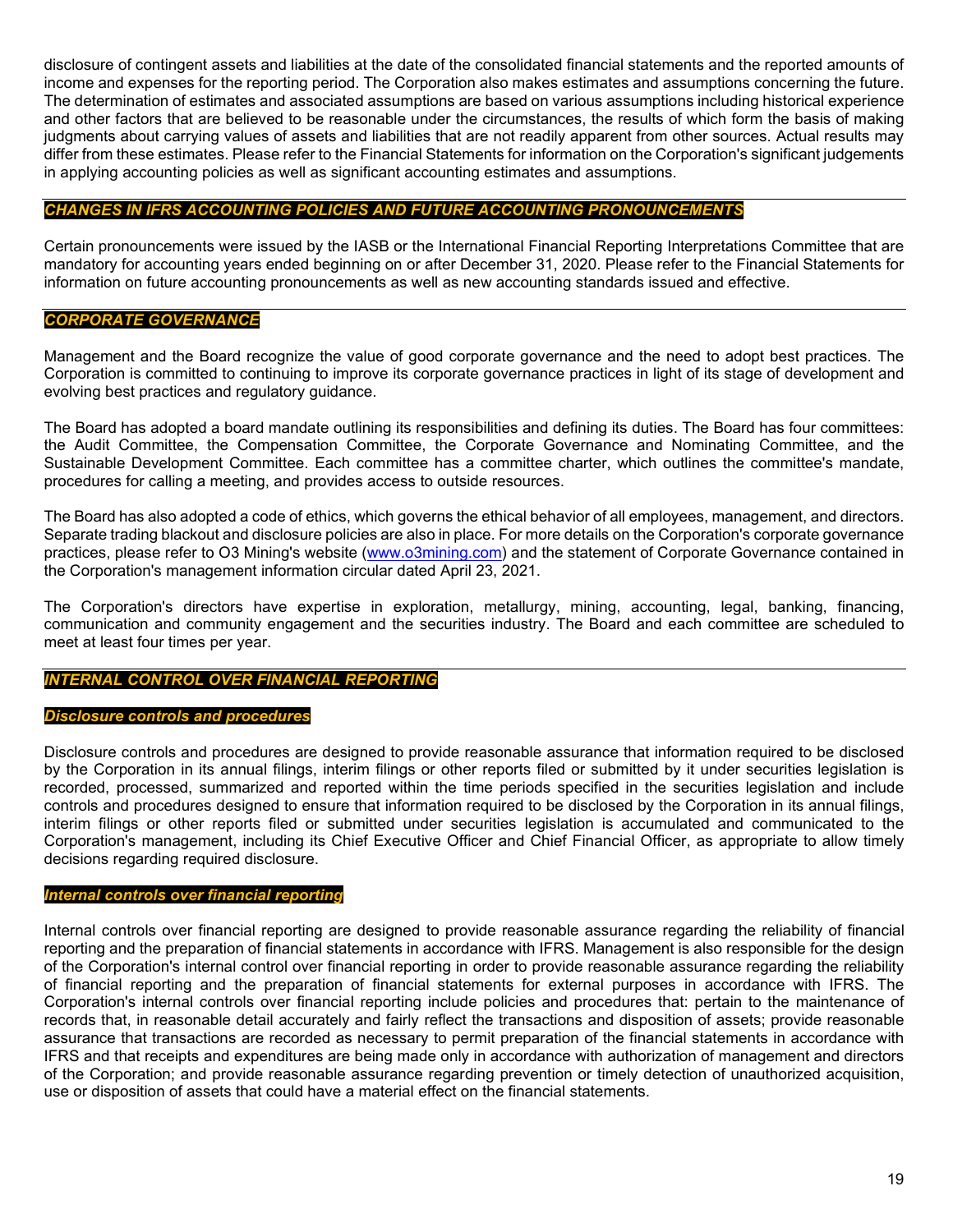disclosure of contingent assets and liabilities at the date of the consolidated financial statements and the reported amounts of income and expenses for the reporting period. The Corporation also makes estimates and assumptions concerning the future. The determination of estimates and associated assumptions are based on various assumptions including historical experience and other factors that are believed to be reasonable under the circumstances, the results of which form the basis of making judgments about carrying values of assets and liabilities that are not readily apparent from other sources. Actual results may differ from these estimates. Please refer to the Financial Statements for information on the Corporation's significant judgements in applying accounting policies as well as significant accounting estimates and assumptions.

## *CHANGES IN IFRS ACCOUNTING POLICIES AND FUTURE ACCOUNTING PRONOUNCEMENTS*

Certain pronouncements were issued by the IASB or the International Financial Reporting Interpretations Committee that are mandatory for accounting years ended beginning on or after December 31, 2020. Please refer to the Financial Statements for information on future accounting pronouncements as well as new accounting standards issued and effective.

## *CORPORATE GOVERNANCE*

Management and the Board recognize the value of good corporate governance and the need to adopt best practices. The Corporation is committed to continuing to improve its corporate governance practices in light of its stage of development and evolving best practices and regulatory guidance.

The Board has adopted a board mandate outlining its responsibilities and defining its duties. The Board has four committees: the Audit Committee, the Compensation Committee, the Corporate Governance and Nominating Committee, and the Sustainable Development Committee. Each committee has a committee charter, which outlines the committee's mandate, procedures for calling a meeting, and provides access to outside resources.

The Board has also adopted a code of ethics, which governs the ethical behavior of all employees, management, and directors. Separate trading blackout and disclosure policies are also in place. For more details on the Corporation's corporate governance practices, please refer to O3 Mining's website (www.o3mining.com) and the statement of Corporate Governance contained in the Corporation's management information circular dated April 23, 2021.

The Corporation's directors have expertise in exploration, metallurgy, mining, accounting, legal, banking, financing, communication and community engagement and the securities industry. The Board and each committee are scheduled to meet at least four times per year.

## *INTERNAL CONTROL OVER FINANCIAL REPORTING*

### *Disclosure controls and procedures*

Disclosure controls and procedures are designed to provide reasonable assurance that information required to be disclosed by the Corporation in its annual filings, interim filings or other reports filed or submitted by it under securities legislation is recorded, processed, summarized and reported within the time periods specified in the securities legislation and include controls and procedures designed to ensure that information required to be disclosed by the Corporation in its annual filings, interim filings or other reports filed or submitted under securities legislation is accumulated and communicated to the Corporation's management, including its Chief Executive Officer and Chief Financial Officer, as appropriate to allow timely decisions regarding required disclosure.

### *Internal controls over financial reporting*

Internal controls over financial reporting are designed to provide reasonable assurance regarding the reliability of financial reporting and the preparation of financial statements in accordance with IFRS. Management is also responsible for the design of the Corporation's internal control over financial reporting in order to provide reasonable assurance regarding the reliability of financial reporting and the preparation of financial statements for external purposes in accordance with IFRS. The Corporation's internal controls over financial reporting include policies and procedures that: pertain to the maintenance of records that, in reasonable detail accurately and fairly reflect the transactions and disposition of assets; provide reasonable assurance that transactions are recorded as necessary to permit preparation of the financial statements in accordance with IFRS and that receipts and expenditures are being made only in accordance with authorization of management and directors of the Corporation; and provide reasonable assurance regarding prevention or timely detection of unauthorized acquisition, use or disposition of assets that could have a material effect on the financial statements.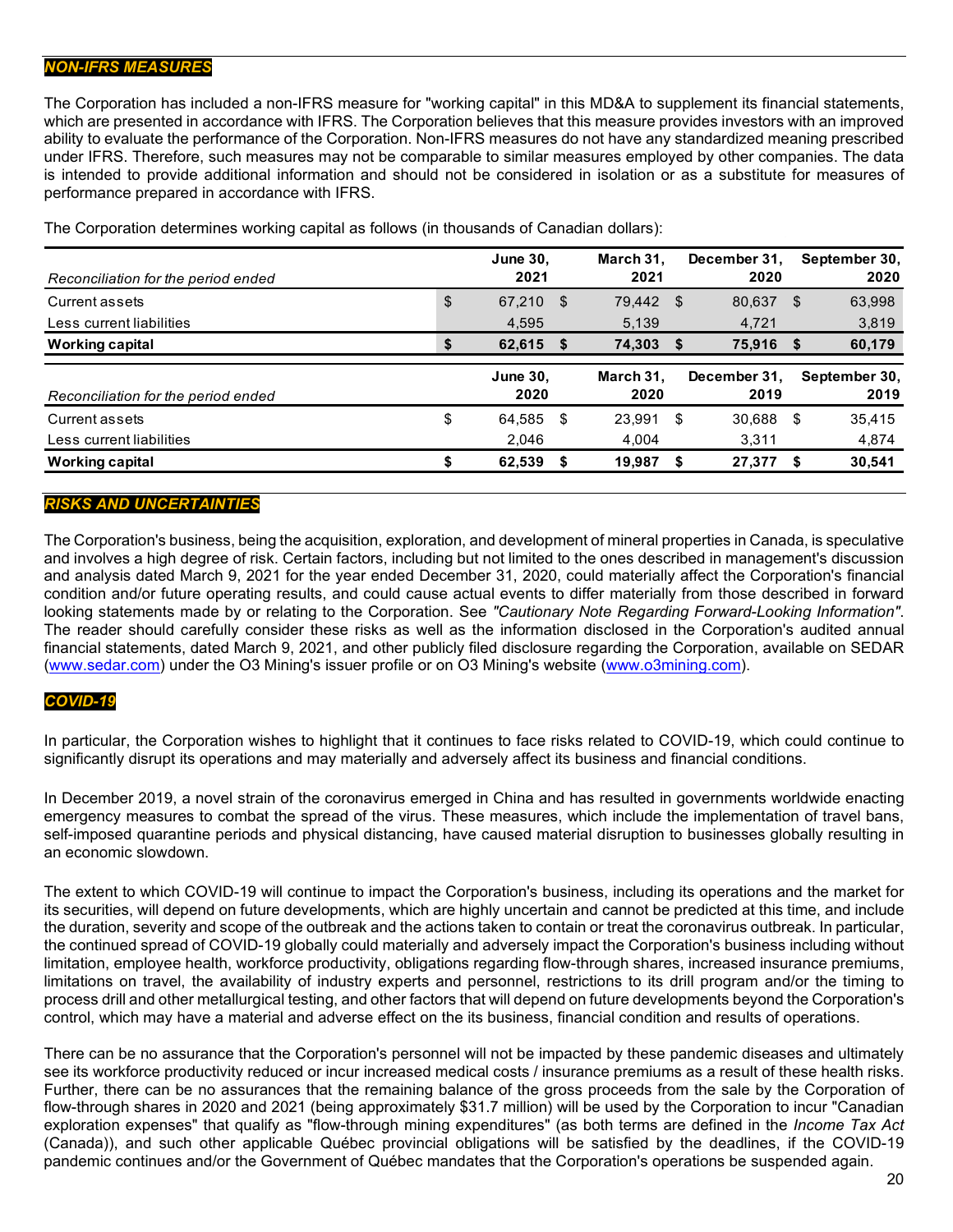## *NON-IFRS MEASURES*

The Corporation has included a non-IFRS measure for "working capital" in this MD&A to supplement its financial statements, which are presented in accordance with IFRS. The Corporation believes that this measure provides investors with an improved ability to evaluate the performance of the Corporation. Non-IFRS measures do not have any standardized meaning prescribed under IFRS. Therefore, such measures may not be comparable to similar measures employed by other companies. The data is intended to provide additional information and should not be considered in isolation or as a substitute for measures of performance prepared in accordance with IFRS.

The Corporation determines working capital as follows (in thousands of Canadian dollars):

| *Reconciliation for the period ended* | **June 30, 2021** | **March 31, 2021** | **December 31, 2020** | **September 30, 2020** |
|---|---|---|---|---|
| Current assets | $ 67,210 | $ 79,442 | $ 80,637 | $ 63,998 |
| Less current liabilities | 4,595 | 5,139 | 4,721 | 3,819 |
| **Working capital** | **$ 62,615** | **$ 74,303** | **$ 75,916** | **$ 60,179** |
| *Reconciliation for the period ended* | **June 30, 2020** | **March 31, 2020** | **December 31, 2019** | **September 30, 2019** |
| Current assets | $ 64,585 | $ 23,991 | $ 30,688 | $ 35,415 |
| Less current liabilities | 2,046 | 4,004 | 3,311 | 4,874 |
| **Working capital** | **$ 62,539** | **$ 19,987** | **$ 27,377** | **$ 30,541** |

## *RISKS AND UNCERTAINTIES*

The Corporation's business, being the acquisition, exploration, and development of mineral properties in Canada, is speculative and involves a high degree of risk. Certain factors, including but not limited to the ones described in management's discussion and analysis dated March 9, 2021 for the year ended December 31, 2020, could materially affect the Corporation's financial condition and/or future operating results, and could cause actual events to differ materially from those described in forward looking statements made by or relating to the Corporation. See *"Cautionary Note Regarding Forward-Looking Information"*. The reader should carefully consider these risks as well as the information disclosed in the Corporation's audited annual financial statements, dated March 9, 2021, and other publicly filed disclosure regarding the Corporation, available on SEDAR (www.sedar.com) under the O3 Mining's issuer profile or on O3 Mining's website (www.o3mining.com).

## *COVID-19*

In particular, the Corporation wishes to highlight that it continues to face risks related to COVID-19, which could continue to significantly disrupt its operations and may materially and adversely affect its business and financial conditions.

In December 2019, a novel strain of the coronavirus emerged in China and has resulted in governments worldwide enacting emergency measures to combat the spread of the virus. These measures, which include the implementation of travel bans, self-imposed quarantine periods and physical distancing, have caused material disruption to businesses globally resulting in an economic slowdown.

The extent to which COVID-19 will continue to impact the Corporation's business, including its operations and the market for its securities, will depend on future developments, which are highly uncertain and cannot be predicted at this time, and include the duration, severity and scope of the outbreak and the actions taken to contain or treat the coronavirus outbreak. In particular, the continued spread of COVID-19 globally could materially and adversely impact the Corporation's business including without limitation, employee health, workforce productivity, obligations regarding flow-through shares, increased insurance premiums, limitations on travel, the availability of industry experts and personnel, restrictions to its drill program and/or the timing to process drill and other metallurgical testing, and other factors that will depend on future developments beyond the Corporation's control, which may have a material and adverse effect on the its business, financial condition and results of operations.

There can be no assurance that the Corporation's personnel will not be impacted by these pandemic diseases and ultimately see its workforce productivity reduced or incur increased medical costs / insurance premiums as a result of these health risks. Further, there can be no assurances that the remaining balance of the gross proceeds from the sale by the Corporation of flow-through shares in 2020 and 2021 (being approximately $31.7 million) will be used by the Corporation to incur "Canadian exploration expenses" that qualify as "flow-through mining expenditures" (as both terms are defined in the *Income Tax Act* (Canada)), and such other applicable Québec provincial obligations will be satisfied by the deadlines, if the COVID-19 pandemic continues and/or the Government of Québec mandates that the Corporation's operations be suspended again.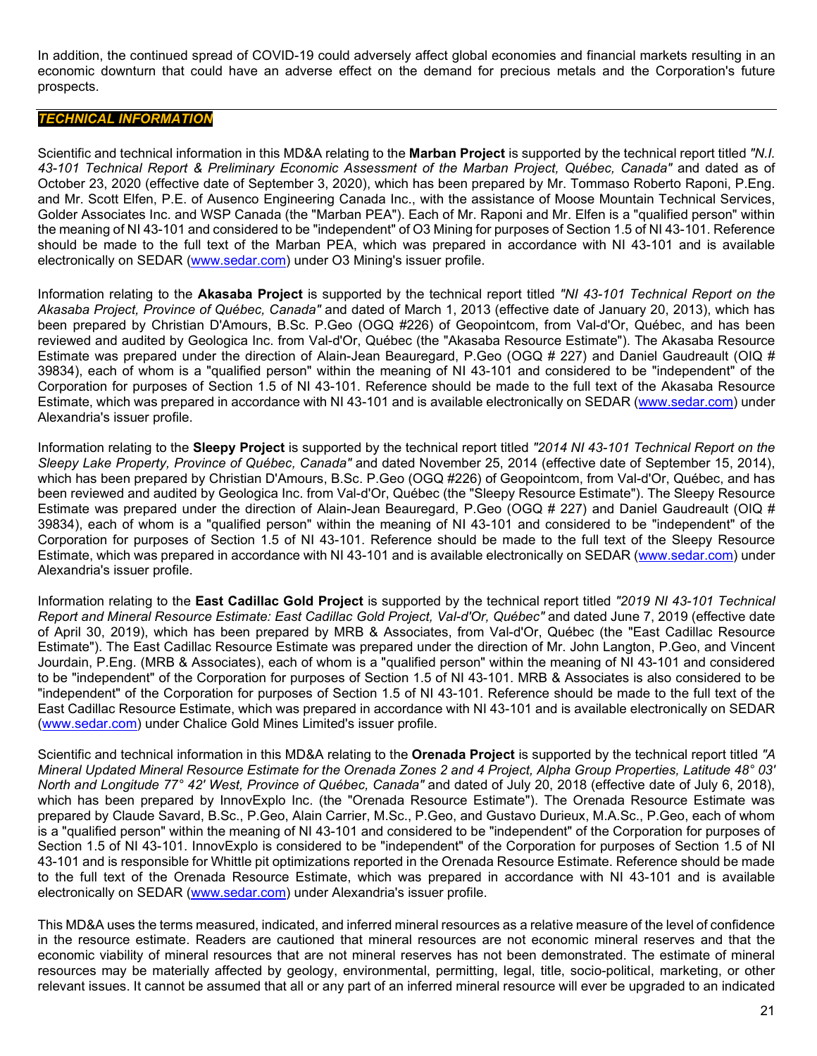In addition, the continued spread of COVID-19 could adversely affect global economies and financial markets resulting in an economic downturn that could have an adverse effect on the demand for precious metals and the Corporation's future prospects.

## *TECHNICAL INFORMATION*

Scientific and technical information in this MD&A relating to the **Marban Project** is supported by the technical report titled *"N.I. 43-101 Technical Report & Preliminary Economic Assessment of the Marban Project, Québec, Canada"* and dated as of October 23, 2020 (effective date of September 3, 2020), which has been prepared by Mr. Tommaso Roberto Raponi, P.Eng. and Mr. Scott Elfen, P.E. of Ausenco Engineering Canada Inc., with the assistance of Moose Mountain Technical Services, Golder Associates Inc. and WSP Canada (the "Marban PEA"). Each of Mr. Raponi and Mr. Elfen is a "qualified person" within the meaning of NI 43-101 and considered to be "independent" of O3 Mining for purposes of Section 1.5 of NI 43-101. Reference should be made to the full text of the Marban PEA, which was prepared in accordance with NI 43-101 and is available electronically on SEDAR (www.sedar.com) under O3 Mining's issuer profile.

Information relating to the **Akasaba Project** is supported by the technical report titled *"NI 43-101 Technical Report on the Akasaba Project, Province of Québec, Canada"* and dated March 1, 2013 (effective date of January 20, 2013), which has been prepared by Christian D'Amours, B.Sc. P.Geo (OGQ #226) of Geopointcom, from Val-d'Or, Québec, and has been reviewed and audited by Geologica Inc. from Val-d'Or, Québec (the "Akasaba Resource Estimate"). The Akasaba Resource Estimate was prepared under the direction of Alain-Jean Beauregard, P.Geo (OGQ # 227) and Daniel Gaudreault (OIQ # 39834), each of whom is a "qualified person" within the meaning of NI 43-101 and considered to be "independent" of the Corporation for purposes of Section 1.5 of NI 43-101. Reference should be made to the full text of the Akasaba Resource Estimate, which was prepared in accordance with NI 43-101 and is available electronically on SEDAR (www.sedar.com) under Alexandria's issuer profile.

Information relating to the **Sleepy Project** is supported by the technical report titled *"2014 NI 43-101 Technical Report on the Sleepy Lake Property, Province of Québec, Canada"* and dated November 25, 2014 (effective date of September 15, 2014), which has been prepared by Christian D'Amours, B.Sc. P.Geo (OGQ #226) of Geopointcom, from Val-d'Or, Québec, and has been reviewed and audited by Geologica Inc. from Val-d'Or, Québec (the "Sleepy Resource Estimate"). The Sleepy Resource Estimate was prepared under the direction of Alain-Jean Beauregard, P.Geo (OGQ # 227) and Daniel Gaudreault (OIQ # 39834), each of whom is a "qualified person" within the meaning of NI 43-101 and considered to be "independent" of the Corporation for purposes of Section 1.5 of NI 43-101. Reference should be made to the full text of the Sleepy Resource Estimate, which was prepared in accordance with NI 43-101 and is available electronically on SEDAR (www.sedar.com) under Alexandria's issuer profile.

Information relating to the **East Cadillac Gold Project** is supported by the technical report titled *"2019 NI 43-101 Technical Report and Mineral Resource Estimate: East Cadillac Gold Project, Val-d'Or, Québec"* and dated June 7, 2019 (effective date of April 30, 2019), which has been prepared by MRB & Associates, from Val-d'Or, Québec (the "East Cadillac Resource Estimate"). The East Cadillac Resource Estimate was prepared under the direction of Mr. John Langton, P.Geo, and Vincent Jourdain, P.Eng. (MRB & Associates), each of whom is a "qualified person" within the meaning of NI 43-101 and considered to be "independent" of the Corporation for purposes of Section 1.5 of NI 43-101. MRB & Associates is also considered to be "independent" of the Corporation for purposes of Section 1.5 of NI 43-101. Reference should be made to the full text of the East Cadillac Resource Estimate, which was prepared in accordance with NI 43-101 and is available electronically on SEDAR (www.sedar.com) under Chalice Gold Mines Limited's issuer profile.

Scientific and technical information in this MD&A relating to the **Orenada Project** is supported by the technical report titled *"A Mineral Updated Mineral Resource Estimate for the Orenada Zones 2 and 4 Project, Alpha Group Properties, Latitude 48° 03' North and Longitude 77° 42' West, Province of Québec, Canada"* and dated of July 20, 2018 (effective date of July 6, 2018), which has been prepared by InnovExplo Inc. (the "Orenada Resource Estimate"). The Orenada Resource Estimate was prepared by Claude Savard, B.Sc., P.Geo, Alain Carrier, M.Sc., P.Geo, and Gustavo Durieux, M.A.Sc., P.Geo, each of whom is a "qualified person" within the meaning of NI 43-101 and considered to be "independent" of the Corporation for purposes of Section 1.5 of NI 43-101. InnovExplo is considered to be "independent" of the Corporation for purposes of Section 1.5 of NI 43-101 and is responsible for Whittle pit optimizations reported in the Orenada Resource Estimate. Reference should be made to the full text of the Orenada Resource Estimate, which was prepared in accordance with NI 43-101 and is available electronically on SEDAR (www.sedar.com) under Alexandria's issuer profile.

This MD&A uses the terms measured, indicated, and inferred mineral resources as a relative measure of the level of confidence in the resource estimate. Readers are cautioned that mineral resources are not economic mineral reserves and that the economic viability of mineral resources that are not mineral reserves has not been demonstrated. The estimate of mineral resources may be materially affected by geology, environmental, permitting, legal, title, socio-political, marketing, or other relevant issues. It cannot be assumed that all or any part of an inferred mineral resource will ever be upgraded to an indicated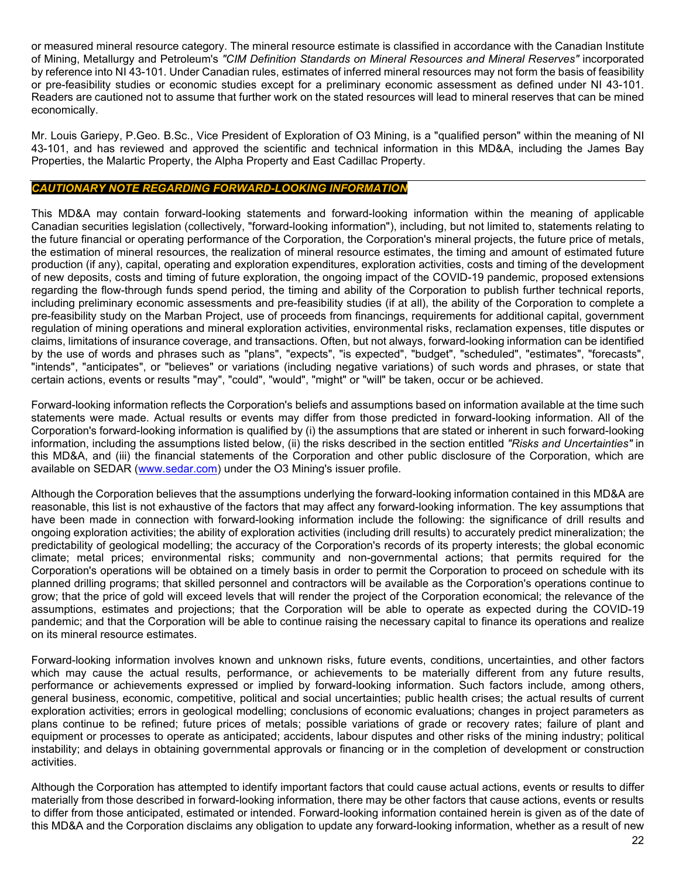or measured mineral resource category. The mineral resource estimate is classified in accordance with the Canadian Institute of Mining, Metallurgy and Petroleum's *"CIM Definition Standards on Mineral Resources and Mineral Reserves"* incorporated by reference into NI 43-101. Under Canadian rules, estimates of inferred mineral resources may not form the basis of feasibility or pre-feasibility studies or economic studies except for a preliminary economic assessment as defined under NI 43-101. Readers are cautioned not to assume that further work on the stated resources will lead to mineral reserves that can be mined economically.

Mr. Louis Gariepy, P.Geo. B.Sc., Vice President of Exploration of O3 Mining, is a "qualified person" within the meaning of NI 43-101, and has reviewed and approved the scientific and technical information in this MD&A, including the James Bay Properties, the Malartic Property, the Alpha Property and East Cadillac Property.

## *CAUTIONARY NOTE REGARDING FORWARD-LOOKING INFORMATION*

This MD&A may contain forward-looking statements and forward-looking information within the meaning of applicable Canadian securities legislation (collectively, "forward-looking information"), including, but not limited to, statements relating to the future financial or operating performance of the Corporation, the Corporation's mineral projects, the future price of metals, the estimation of mineral resources, the realization of mineral resource estimates, the timing and amount of estimated future production (if any), capital, operating and exploration expenditures, exploration activities, costs and timing of the development of new deposits, costs and timing of future exploration, the ongoing impact of the COVID-19 pandemic, proposed extensions regarding the flow-through funds spend period, the timing and ability of the Corporation to publish further technical reports, including preliminary economic assessments and pre-feasibility studies (if at all), the ability of the Corporation to complete a pre-feasibility study on the Marban Project, use of proceeds from financings, requirements for additional capital, government regulation of mining operations and mineral exploration activities, environmental risks, reclamation expenses, title disputes or claims, limitations of insurance coverage, and transactions. Often, but not always, forward-looking information can be identified by the use of words and phrases such as "plans", "expects", "is expected", "budget", "scheduled", "estimates", "forecasts", "intends", "anticipates", or "believes" or variations (including negative variations) of such words and phrases, or state that certain actions, events or results "may", "could", "would", "might" or "will" be taken, occur or be achieved.

Forward-looking information reflects the Corporation's beliefs and assumptions based on information available at the time such statements were made. Actual results or events may differ from those predicted in forward-looking information. All of the Corporation's forward-looking information is qualified by (i) the assumptions that are stated or inherent in such forward-looking information, including the assumptions listed below, (ii) the risks described in the section entitled *"Risks and Uncertainties"* in this MD&A, and (iii) the financial statements of the Corporation and other public disclosure of the Corporation, which are available on SEDAR (www.sedar.com) under the O3 Mining's issuer profile.

Although the Corporation believes that the assumptions underlying the forward-looking information contained in this MD&A are reasonable, this list is not exhaustive of the factors that may affect any forward-looking information. The key assumptions that have been made in connection with forward-looking information include the following: the significance of drill results and ongoing exploration activities; the ability of exploration activities (including drill results) to accurately predict mineralization; the predictability of geological modelling; the accuracy of the Corporation's records of its property interests; the global economic climate; metal prices; environmental risks; community and non-governmental actions; that permits required for the Corporation's operations will be obtained on a timely basis in order to permit the Corporation to proceed on schedule with its planned drilling programs; that skilled personnel and contractors will be available as the Corporation's operations continue to grow; that the price of gold will exceed levels that will render the project of the Corporation economical; the relevance of the assumptions, estimates and projections; that the Corporation will be able to operate as expected during the COVID-19 pandemic; and that the Corporation will be able to continue raising the necessary capital to finance its operations and realize on its mineral resource estimates.

Forward-looking information involves known and unknown risks, future events, conditions, uncertainties, and other factors which may cause the actual results, performance, or achievements to be materially different from any future results, performance or achievements expressed or implied by forward-looking information. Such factors include, among others, general business, economic, competitive, political and social uncertainties; public health crises; the actual results of current exploration activities; errors in geological modelling; conclusions of economic evaluations; changes in project parameters as plans continue to be refined; future prices of metals; possible variations of grade or recovery rates; failure of plant and equipment or processes to operate as anticipated; accidents, labour disputes and other risks of the mining industry; political instability; and delays in obtaining governmental approvals or financing or in the completion of development or construction activities.

Although the Corporation has attempted to identify important factors that could cause actual actions, events or results to differ materially from those described in forward-looking information, there may be other factors that cause actions, events or results to differ from those anticipated, estimated or intended. Forward-looking information contained herein is given as of the date of this MD&A and the Corporation disclaims any obligation to update any forward-looking information, whether as a result of new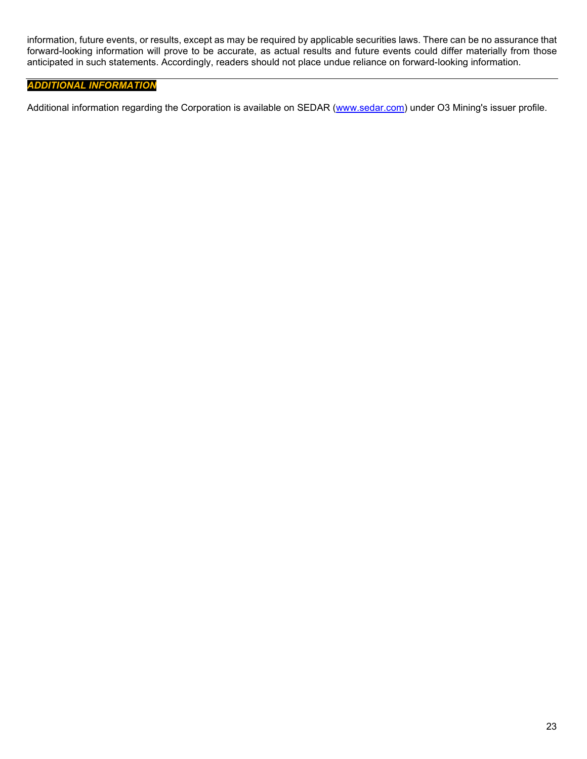information, future events, or results, except as may be required by applicable securities laws. There can be no assurance that forward-looking information will prove to be accurate, as actual results and future events could differ materially from those anticipated in such statements. Accordingly, readers should not place undue reliance on forward-looking information.

## *ADDITIONAL INFORMATION*

Additional information regarding the Corporation is available on SEDAR (www.sedar.com) under O3 Mining's issuer profile.